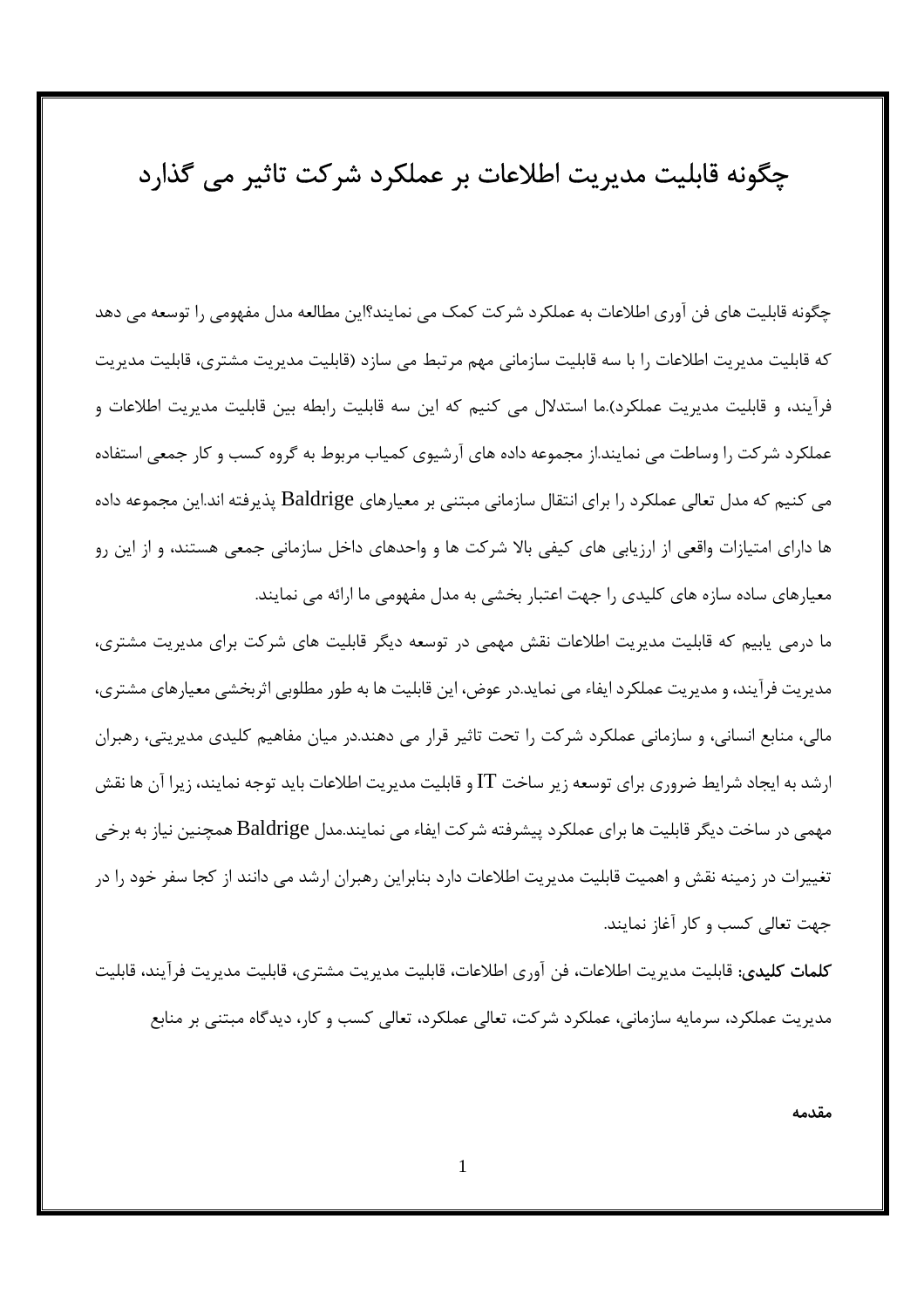# چگونه قابلیت مدیریت اطلاعات بر عملکرد شرکت تاثیر می گذارد

چگونه قابلیت های فن آوری اطلاعات به عملکرد شرکت کمک می نمایند؟این مطالعه مدل مفهومی را توسعه می دهد که قابلیت مدیریت اطلاعات را با سه قابلیت سازمانی مهم مرتبط می سازد (قابلیت مدیریت مشتری، قابلیت مدیریت فرآیند، و قابلیت مدیریت عملکرد).ما استدلال می کنیم که این سه قابلیت رابطه بین قابلیت مدیریت اطلاعات و عملکرد شرکت را وساطت می نمایند.از مجموعه داده های آرشیوی کمیاب مربوط به گروه کسب و کار جمعی استفاده می کنیم که مدل تعالی عملکرد را برای انتقال سازمانی مبتنی بر معیارهای Baldrige پذیرفته اند.این مجموعه داده ها دارای امتیازات واقعی از ارزیابی های کیفی بالا شرکت ها و واحدهای داخل سازمانی جمعی هستند، و از این رو معیارهای ساده سازه های کلیدی را جهت اعتبار بخشی به مدل مفهومی ما ارائه می نمایند.

ما درمی یابیم که قابلیت مدیریت اطلاعات نقش مهمی در توسعه دیگر قابلیت های شرکت برای مدیریت مشتری، مدیریت فرآیند، و مدیریت عملکرد ایفاء می نماید.در عوض، این قابلیت ها به طور مطلوبی اثربخشی معیارهای مشتری، مالی، منابع انسانی، و سازمانی عملکرد شرکت را تحت تاثیر قرار می دهند.در میان مفاهیم کلیدی مدیریتی، رهبران ارشد به ایجاد شرایط ضروری برای توسعه زیر ساخت IT و قابلیت مدیریت اطلاعات باید توجه نمایند، زیرا آن ها نقش مهمی در ساخت دیگر قابلیت ها برای عملکرد پیشرفته شرکت ایفاء می نمایند.مدل Baldrige همچنین نیاز به برخی تغییرات در زمینه نقش و اهمیت قابلیت مدیریت اطلاعات دارد بنابراین رهبران ارشد می دانند از کجا سفر خود را در جهت تعالی کسب و کار آغاز نمایند.

**کلمات کلیدی:** قابلیت مدیریت اطلاعات، فن آوری اطلاعات، قابلیت مدیریت مشتری، قابلیت مدیریت فرآیند، قابلیت مدیریت عملکرد، سرمایه سازمانی، عملکرد شرکت، تعالی عملکرد، تعالی کسب و کار، دیدگاه مبتنی بر منابع

**مقدمه**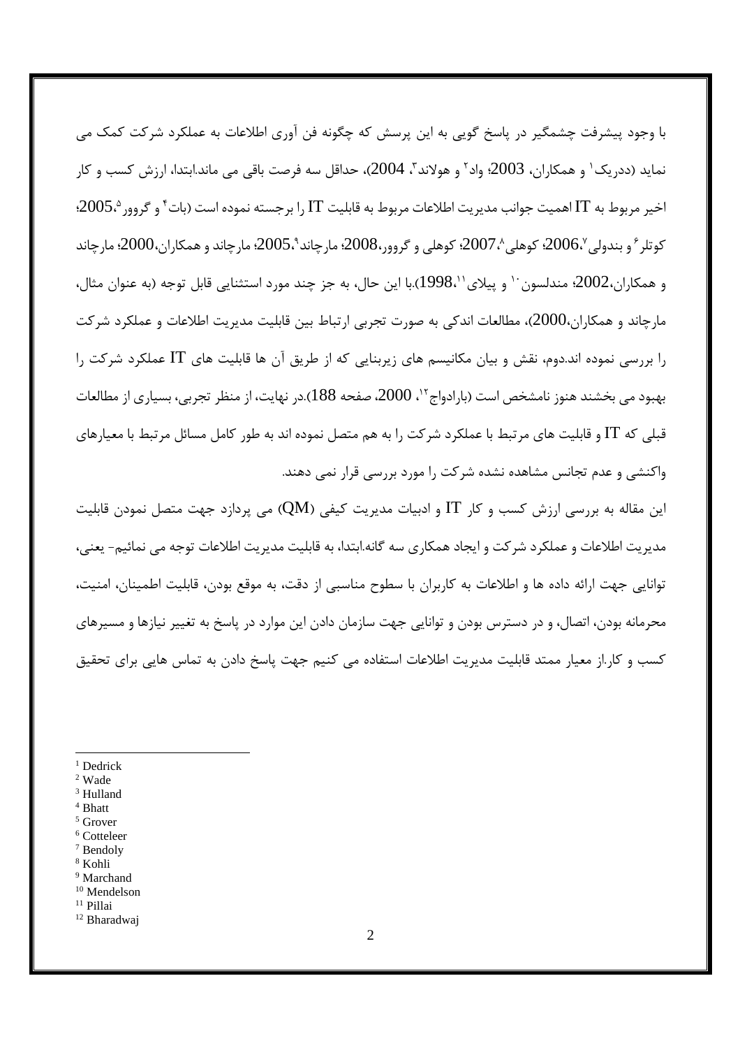با وجود پیشرفت چشمگیر در پاسخ گویی به این پرسش که چگونه فن آوری اطلاعات به عملکرد شرکت کمک می نماید (ددریک[1] و همکاران، 2003؛ واد[2] و هولاند[3]، 2004)، حداقل سه فرصت باقی می ماند.ابتدا، ارزش کسب و کار اخیر مربوط به IT اهمیت جوانب مدیریت اطلاعات مربوط به قابلیت IT را برجسته نموده است (بات[4] و گروور[5]،2005؛ کوتلر[6] و بندولی[7]،2006؛ کوهلی[8]،2007؛ کوهلی و گروور،2008؛ مارچاند[9]،2005؛ مارچاند و همکاران،2000؛ مارچاند و همکاران،2002؛ مندلسون[10] و پیلای[11]،1998).با این حال، به جز چند مورد استثنایی قابل توجه (به عنوان مثال، مارچاند و همکاران،2000)، مطالعات اندکی به صورت تجربی ارتباط بین قابلیت مدیریت اطلاعات و عملکرد شرکت را بررسی نموده اند.دوم، نقش و بیان مکانیسم های زیربنایی که از طریق آن ها قابلیت های IT عملکرد شرکت را بهبود می بخشند هنوز نامشخص است (بارادواج[12]، 2000، صفحه 188).در نهایت، از منظر تجربی، بسیاری از مطالعات قبلی که IT و قابلیت های مرتبط با عملکرد شرکت را به هم متصل نموده اند به طور کامل مسائل مرتبط با معیارهای واکنشی و عدم تجانس مشاهده نشده شرکت را مورد بررسی قرار نمی دهند.

این مقاله به بررسی ارزش کسب و کار IT و ادبیات مدیریت کیفی (QM) می پردازد جهت متصل نمودن قابلیت مدیریت اطلاعات و عملکرد شرکت و ایجاد همکاری سه گانه.ابتدا، به قابلیت مدیریت اطلاعات توجه می نمائیم- یعنی، توانایی جهت ارائه داده ها و اطلاعات به کاربران با سطوح مناسبی از دقت، به موقع بودن، قابلیت اطمینان، امنیت، محرمانه بودن، اتصال، و در دسترس بودن و توانایی جهت سازمان دادن این موارد در پاسخ به تغییر نیازها و مسیرهای کسب و کار.از معیار ممتد قابلیت مدیریت اطلاعات استفاده می کنیم جهت پاسخ دادن به تماس هایی برای تحقیق

---

[1] Dedrick
[2] Wade
[3] Hulland
[4] Bhatt
[5] Grover
[6] Cotteleer
[7] Bendoly
[8] Kohli
[9] Marchand
[10] Mendelson
[11] Pillai
[12] Bharadwaj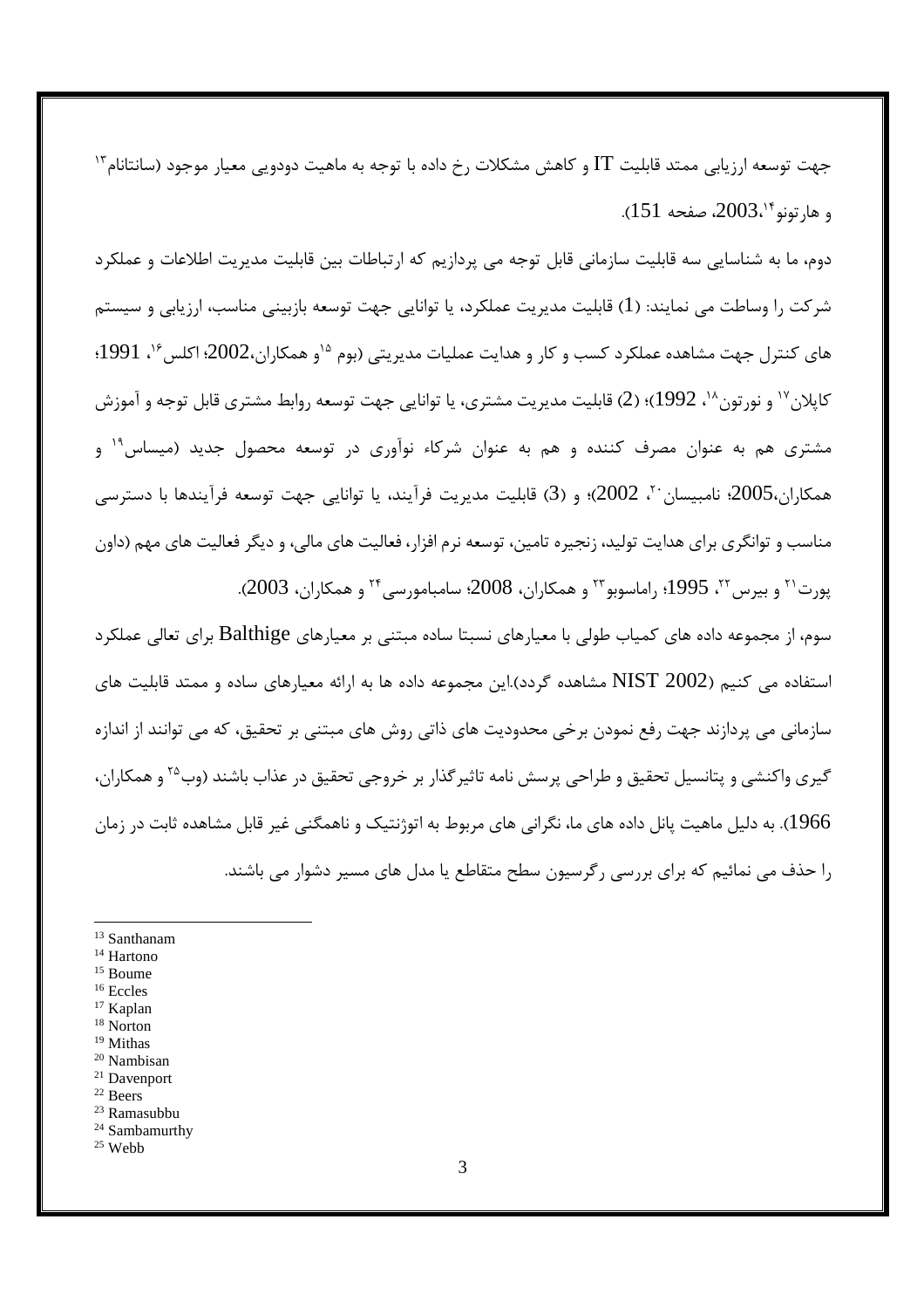جهت توسعه ارزیابی ممتد قابلیت IT و کاهش مشکلات رخ داده با توجه به ماهیت دودویی معیار موجود (سانتانام[13] و هارتونو[14]،2003، صفحه 151).

دوم، ما به شناسایی سه قابلیت سازمانی قابل توجه می پردازیم که ارتباطات بین قابلیت مدیریت اطلاعات و عملکرد شرکت را وساطت می نمایند: (1) قابلیت مدیریت عملکرد، یا توانایی جهت توسعه بازبینی مناسب، ارزیابی و سیستم های کنترل جهت مشاهده عملکرد کسب و کار و هدایت عملیات مدیریتی (بوم [15]و همکاران،2002؛ اکلس[16]، 1991؛ کاپلان[17] و نورتون[18]، 1992)؛ (2) قابلیت مدیریت مشتری، یا توانایی جهت توسعه روابط مشتری قابل توجه و آموزش مشتری هم به عنوان مصرف کننده و هم به عنوان شرکاء نوآوری در توسعه محصول جدید (میساس[19] و همکاران،2005؛ نامبیسان[20]، 2002)؛ و (3) قابلیت مدیریت فرآیند، یا توانایی جهت توسعه فرآیندها با دسترسی مناسب و توانگری برای هدایت تولید، زنجیره تامین، توسعه نرم افزار، فعالیت های مالی، و دیگر فعالیت های مهم (داون پورت[21] و بیرس[22]، 1995؛ راماسوبو[23] و همکاران، 2008؛ سامبامورسی[24] و همکاران، 2003).

سوم، از مجموعه داده های کمیاب طولی با معیارهای نسبتا ساده مبتنی بر معیارهای Balthige برای تعالی عملکرد استفاده می کنیم (NIST 2002 مشاهده گردد).این مجموعه داده ها به ارائه معیارهای ساده و ممتد قابلیت های سازمانی می پردازند جهت رفع نمودن برخی محدودیت های ذاتی روش های مبتنی بر تحقیق، که می توانند از اندازه گیری واکنشی و پتانسیل تحقیق و طراحی پرسش نامه تاثیرگذار بر خروجی تحقیق در عذاب باشند (وب[25] و همکاران، 1966). به دلیل ماهیت پانل داده های ما، نگرانی های مربوط به اتوژنتیک و ناهمگنی غیر قابل مشاهده ثابت در زمان را حذف می نمائیم که برای بررسی رگرسیون سطح متقاطع یا مدل های مسیر دشوار می باشند.

---

[13] Santhanam
[14] Hartono
[15] Boume
[16] Eccles
[17] Kaplan
[18] Norton
[19] Mithas
[20] Nambisan
[21] Davenport
[22] Beers
[23] Ramasubbu
[24] Sambamurthy
[25] Webb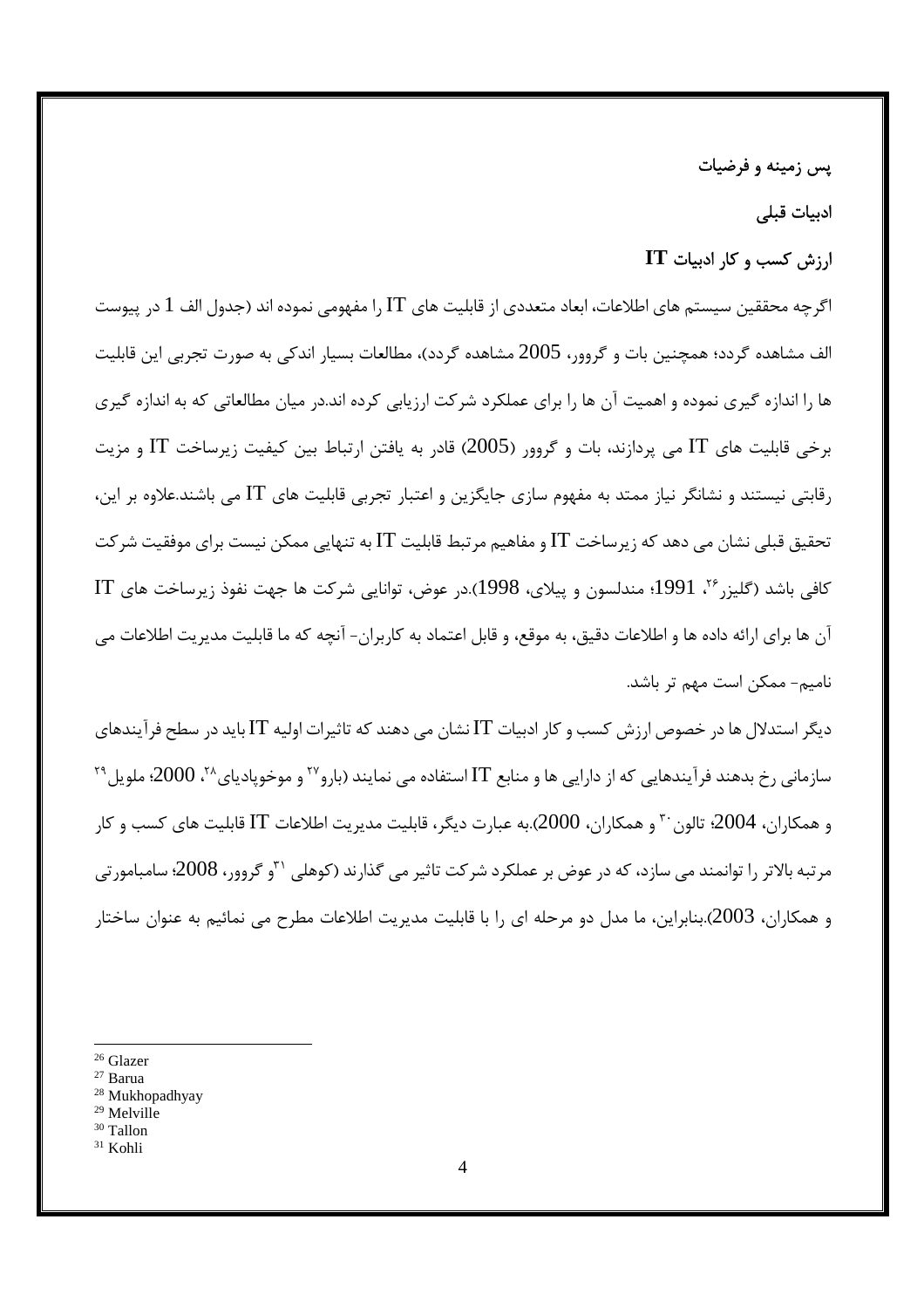## پس زمینه و فرضیات

### ادبیات قبلی

### ارزش کسب و کار ادبیات IT

اگرچه محققین سیستم های اطلاعات، ابعاد متعددی از قابلیت های IT را مفهومی نموده اند (جدول الف 1 در پیوست الف مشاهده گردد؛ همچنین بات و گروور، 2005 مشاهده گردد)، مطالعات بسیار اندکی به صورت تجربی این قابلیت ها را اندازه گیری نموده و اهمیت آن ها را برای عملکرد شرکت ارزیابی کرده اند.در میان مطالعاتی که به اندازه گیری برخی قابلیت های IT می پردازند، بات و گروور (2005) قادر به یافتن ارتباط بین کیفیت زیرساخت IT و مزیت رقابتی نیستند و نشانگر نیاز ممتد به مفهوم سازی جایگزین و اعتبار تجربی قابلیت های IT می باشند.علاوه بر این، تحقیق قبلی نشان می دهد که زیرساخت IT و مفاهیم مرتبط قابلیت IT به تنهایی ممکن نیست برای موفقیت شرکت کافی باشد (گلیزر[26]، 1991؛ مندلسون و پیلای، 1998).در عوض، توانایی شرکت ها جهت نفوذ زیرساخت های IT آن ها برای ارائه داده ها و اطلاعات دقیق، به موقع، و قابل اعتماد به کاربران- آنچه که ما قابلیت مدیریت اطلاعات می نامیم- ممکن است مهم تر باشد.

دیگر استدلال ها در خصوص ارزش کسب و کار ادبیات IT نشان می دهند که تاثیرات اولیه IT باید در سطح فرآیندهای سازمانی رخ بدهند فرآیندهایی که از دارایی ها و منابع IT استفاده می نمایند (بارو[27] و موخوپادیای[28]، 2000؛ ملویل[29] و همکاران، 2004؛ تالون[30] و همکاران، 2000).به عبارت دیگر، قابلیت مدیریت اطلاعات IT قابلیت های کسب و کار مرتبه بالاتر را توانمند می سازد، که در عوض بر عملکرد شرکت تاثیر می گذارند (کوهلی[31]و گروور، 2008؛ سامبامورتی و همکاران، 2003).بنابراین، ما مدل دو مرحله ای را با قابلیت مدیریت اطلاعات مطرح می نمائیم به عنوان ساختار

---

[26] Glazer
[27] Barua
[28] Mukhopadhyay
[29] Melville
[30] Tallon
[31] Kohli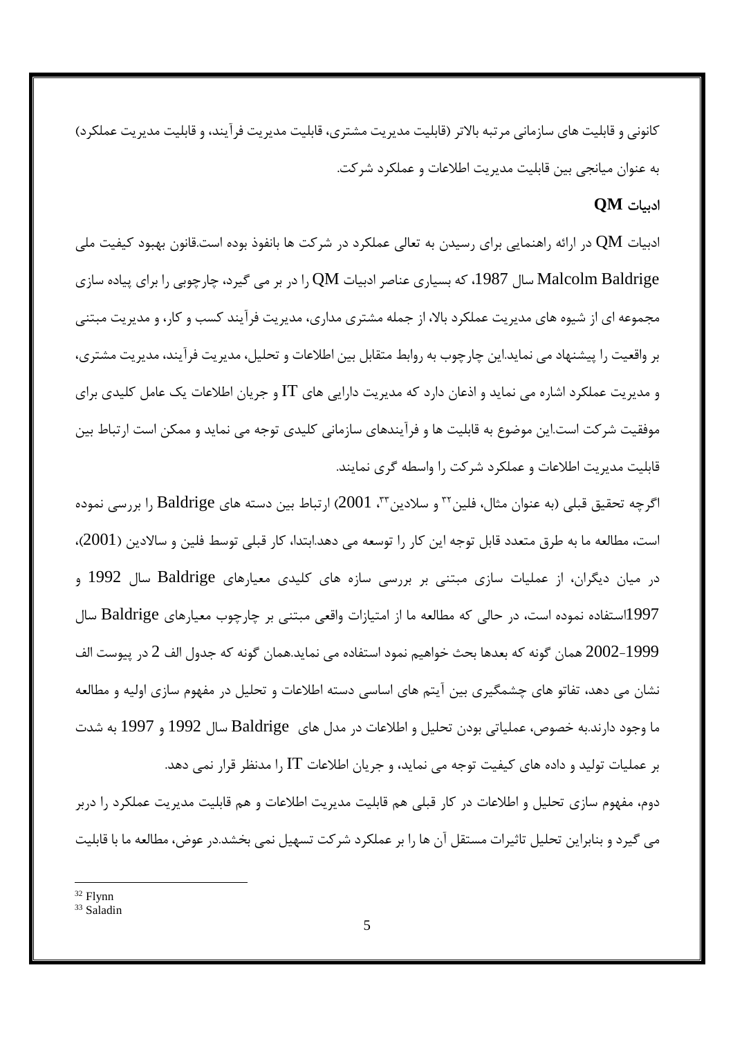کانونی و قابلیت های سازمانی مرتبه بالاتر (قابلیت مدیریت مشتری، قابلیت مدیریت فرآیند، و قابلیت مدیریت عملکرد) به عنوان میانجی بین قابلیت مدیریت اطلاعات و عملکرد شرکت.

### ادبیات QM

ادبیات QM در ارائه راهنمایی برای رسیدن به تعالی عملکرد در شرکت ها بانفوذ بوده است.قانون بهبود کیفیت ملی Malcolm Baldrige سال 1987، که بسیاری عناصر ادبیات QM را در بر می گیرد، چارچوبی را برای پیاده سازی مجموعه ای از شیوه های مدیریت عملکرد بالا، از جمله مشتری مداری، مدیریت فرآیند کسب و کار، و مدیریت مبتنی بر واقعیت را پیشنهاد می نماید.این چارچوب به روابط متقابل بین اطلاعات و تحلیل، مدیریت فرآیند، مدیریت مشتری، و مدیریت عملکرد اشاره می نماید و اذعان دارد که مدیریت دارایی های IT و جریان اطلاعات یک عامل کلیدی برای موفقیت شرکت است.این موضوع به قابلیت ها و فرآیندهای سازمانی کلیدی توجه می نماید و ممکن است ارتباط بین قابلیت مدیریت اطلاعات و عملکرد شرکت را واسطه گری نمایند.

اگرچه تحقیق قبلی (به عنوان مثال، فلین[32] و سلادین[33]، 2001) ارتباط بین دسته های Baldrige را بررسی نموده است، مطالعه ما به طرق متعدد قابل توجه این کار را توسعه می دهد.ابتدا، کار قبلی توسط فلین و سالادین (2001)، در میان دیگران، از عملیات سازی مبتنی بر بررسی سازه های کلیدی معیارهای Baldrige سال 1992 و 1997استفاده نموده است، در حالی که مطالعه ما از امتیازات واقعی مبتنی بر چارچوب معیارهای Baldrige سال 1999-2002 همان گونه که بعدها بحث خواهیم نمود استفاده می نماید.همان گونه که جدول الف 2 در پیوست الف نشان می دهد، تفاوتهای چشمگیری بین آیتم های اساسی دسته اطلاعات و تحلیل در مفهوم سازی اولیه و مطالعه ما وجود دارند.به خصوص، عملیاتی بودن تحلیل و اطلاعات در مدل های Baldrige سال 1992 و 1997 به شدت بر عملیات تولید و داده های کیفیت توجه می نماید، و جریان اطلاعات IT را مدنظر قرار نمی دهد.

دوم، مفهوم سازی تحلیل و اطلاعات در کار قبلی هم قابلیت مدیریت اطلاعات و هم قابلیت مدیریت عملکرد را دربر می گیرد و بنابراین تحلیل تاثیرات مستقل آن ها را بر عملکرد شرکت تسهیل نمی بخشد.در عوض، مطالعه ما با قابلیت

---

[32] Flynn

[33] Saladin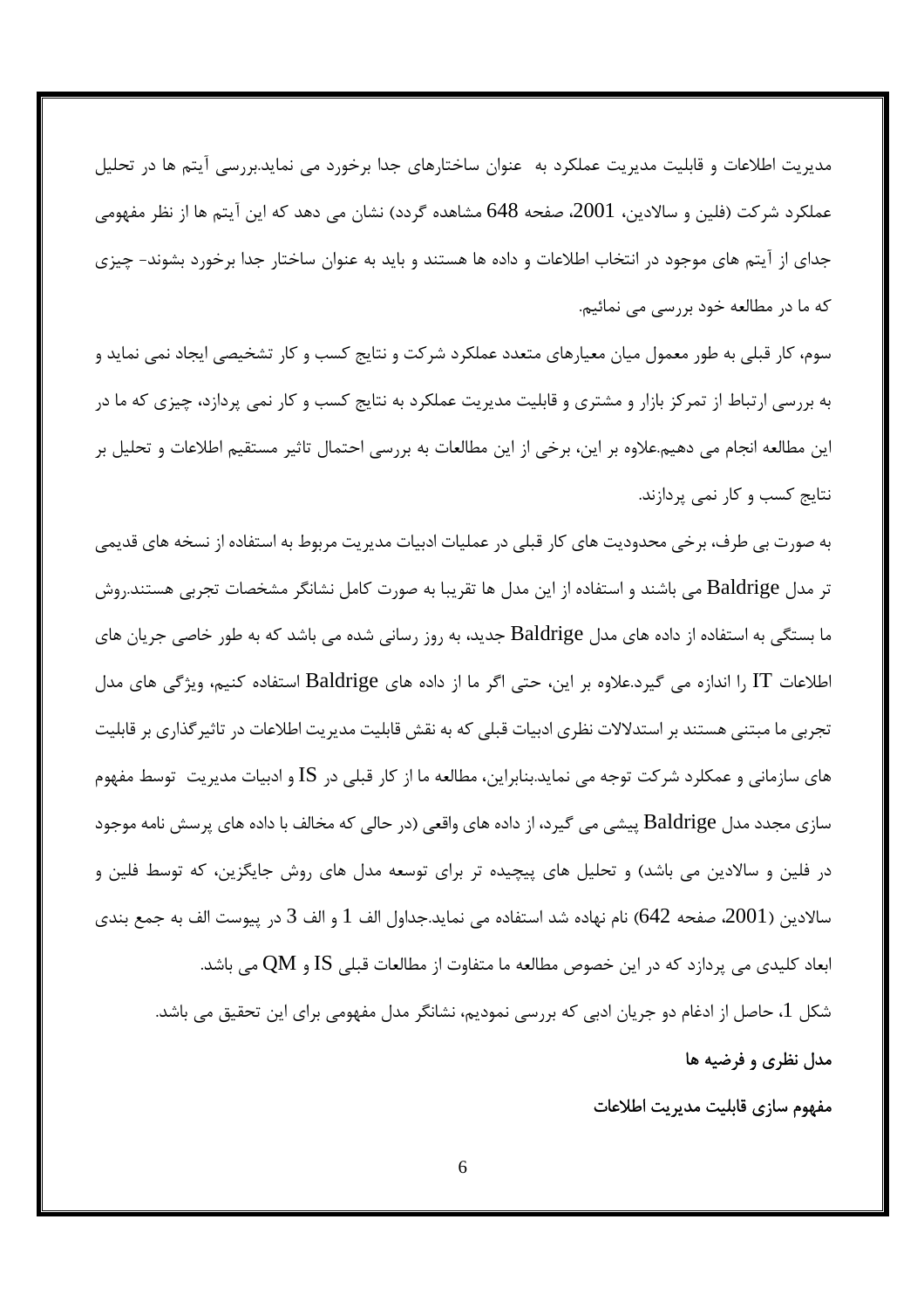مدیریت اطلاعات و قابلیت مدیریت عملکرد به  عنوان ساختارهای جدا برخورد می نماید.بررسی آیتم ها در تحلیل عملکرد شرکت (فلین و سالادین، 2001، صفحه 648 مشاهده گردد) نشان می دهد که این آیتم ها از نظر مفهومی جدای از آیتم های موجود در انتخاب اطلاعات و داده ها هستند و باید به عنوان ساختار جدا برخورد بشوند- چیزی که ما در مطالعه خود بررسی می نمائیم.

سوم، کار قبلی به طور معمول میان معیارهای متعدد عملکرد شرکت و نتایج کسب و کار تشخیصی ایجاد نمی نماید و به بررسی ارتباط از تمرکز بازار و مشتری و قابلیت مدیریت عملکرد به نتایج کسب و کار نمی پردازد، چیزی که ما در این مطالعه انجام می دهیم.علاوه بر این، برخی از این مطالعات به بررسی احتمال تاثیر مستقیم اطلاعات و تحلیل بر نتایج کسب و کار نمی پردازند.

به صورت بی طرف، برخی محدودیت های کار قبلی در عملیات ادبیات مدیریت مربوط به استفاده از نسخه های قدیمی تر مدل Baldrige می باشند و استفاده از این مدل ها تقریبا به صورت کامل نشانگر مشخصات تجربی هستند.روش ما بستگی به استفاده از داده های مدل Baldrige جدید، به روز رسانی شده می باشد که به طور خاصی جریان های اطلاعات IT را اندازه می گیرد.علاوه بر این، حتی اگر ما از داده های Baldrige استفاده کنیم، ویژگی های مدل تجربی ما مبتنی هستند بر استدلالات نظری ادبیات قبلی که به نقش قابلیت مدیریت اطلاعات در تاثیرگذاری بر قابلیت های سازمانی و عملکرد شرکت توجه می نماید.بنابراین، مطالعه ما از کار قبلی در IS و ادبیات مدیریت  توسط مفهوم سازی مجدد مدل Baldrige پیشی می گیرد، از داده های واقعی (در حالی که مخالف با داده های پرسش نامه موجود در فلین و سالادین می باشد) و تحلیل های پیچیده تر برای توسعه مدل های روش جایگزین، که توسط فلین و سالادین (2001، صفحه 642) نام نهاده شد استفاده می نماید.جداول الف 1 و الف 3 در پیوست الف به جمع بندی ابعاد کلیدی می پردازد که در این خصوص مطالعه ما متفاوت از مطالعات قبلی IS و QM می باشد.

شکل 1، حاصل از ادغام دو جریان ادبی که بررسی نمودیم، نشانگر مدل مفهومی برای این تحقیق می باشد.

## مدل نظری و فرضیه ها

### مفهوم سازی قابلیت مدیریت اطلاعات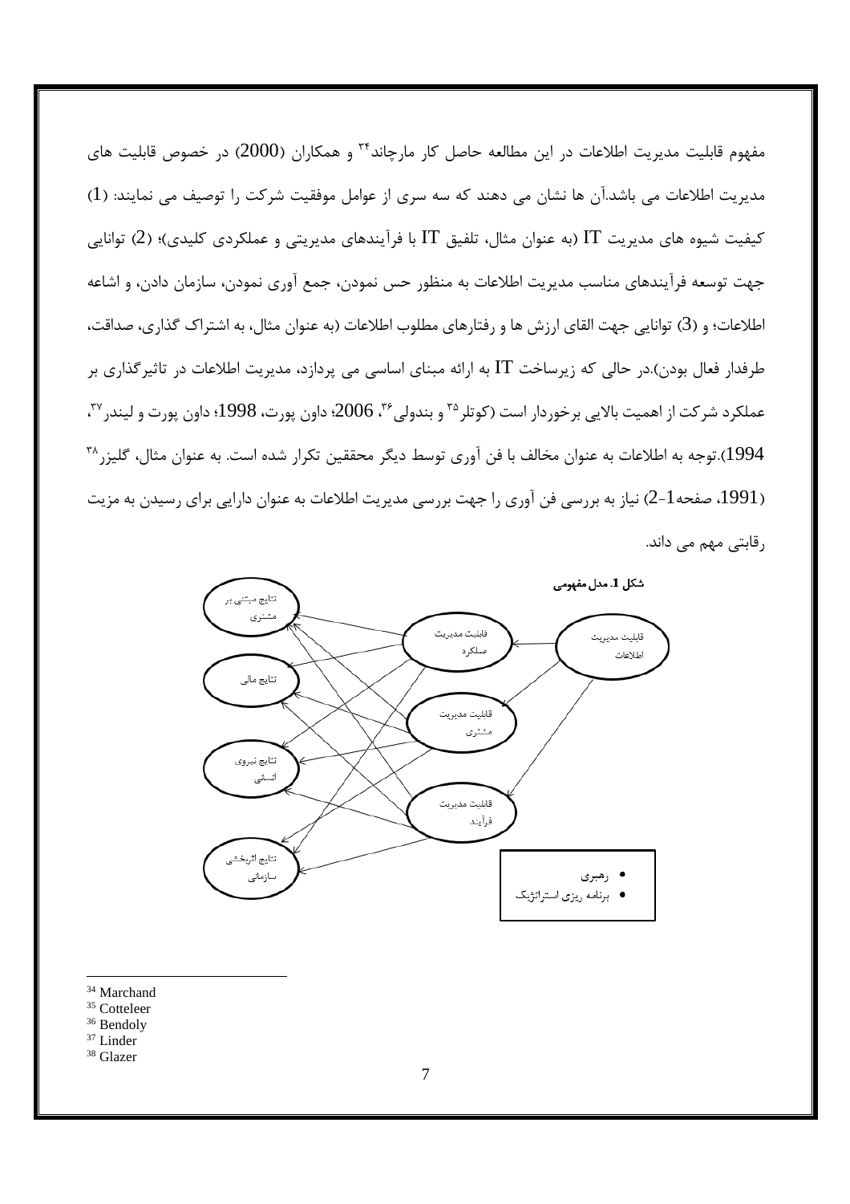مفهوم قابلیت مدیریت اطلاعات در این مطالعه حاصل کار مارچاند[34] و همکاران (2000) در خصوص قابلیت های مدیریت اطلاعات می باشد.آن ها نشان می دهند که سه سری از عوامل موفقیت شرکت را توصیف می نمایند: (1) کیفیت شیوه های مدیریت IT (به عنوان مثال، تلفیق IT با فرآیندهای مدیریتی و عملکردی کلیدی)؛ (2) توانایی جهت توسعه فرآیندهای مناسب مدیریت اطلاعات به منظور حس نمودن، جمع آوری نمودن، سازمان دادن، و اشاعه اطلاعات؛ و (3) توانایی جهت القای ارزش ها و رفتارهای مطلوب اطلاعات (به عنوان مثال، به اشتراک گذاری، صداقت، طرفدار فعال بودن).در حالی که زیرساخت IT به ارائه مبنای اساسی می پردازد، مدیریت اطلاعات در تاثیرگذاری بر عملکرد شرکت از اهمیت بالایی برخوردار است (کوتلر[35] و بندولی[36]، 2006؛ داون پورت، 1998؛ داون پورت و لیندر[37]، 1994).توجه به اطلاعات به عنوان مخالف با فن آوری توسط دیگر محققین تکرار شده است. به عنوان مثال، گلیزر[38] (1991، صفحه1-2) نیاز به بررسی فن آوری را جهت بررسی مدیریت اطلاعات به عنوان دارایی برای رسیدن به مزیت رقابتی مهم می داند.

**شکل 1. مدل مفهومی**

قابلیت مدیریت اطلاعات

قابلیت مدیریت عملکرد

قابلیت مدیریت مشتری

قابلیت مدیریت فرآیند

نتایج مبتنی بر مشتری

نتایج مالی

نتایج نیروی انسانی

نتایج اثربخشی سازمانی

- رهبری
- برنامه ریزی استراتژیک

---

[34] Marchand
[35] Cotteleer
[36] Bendoly
[37] Linder
[38] Glazer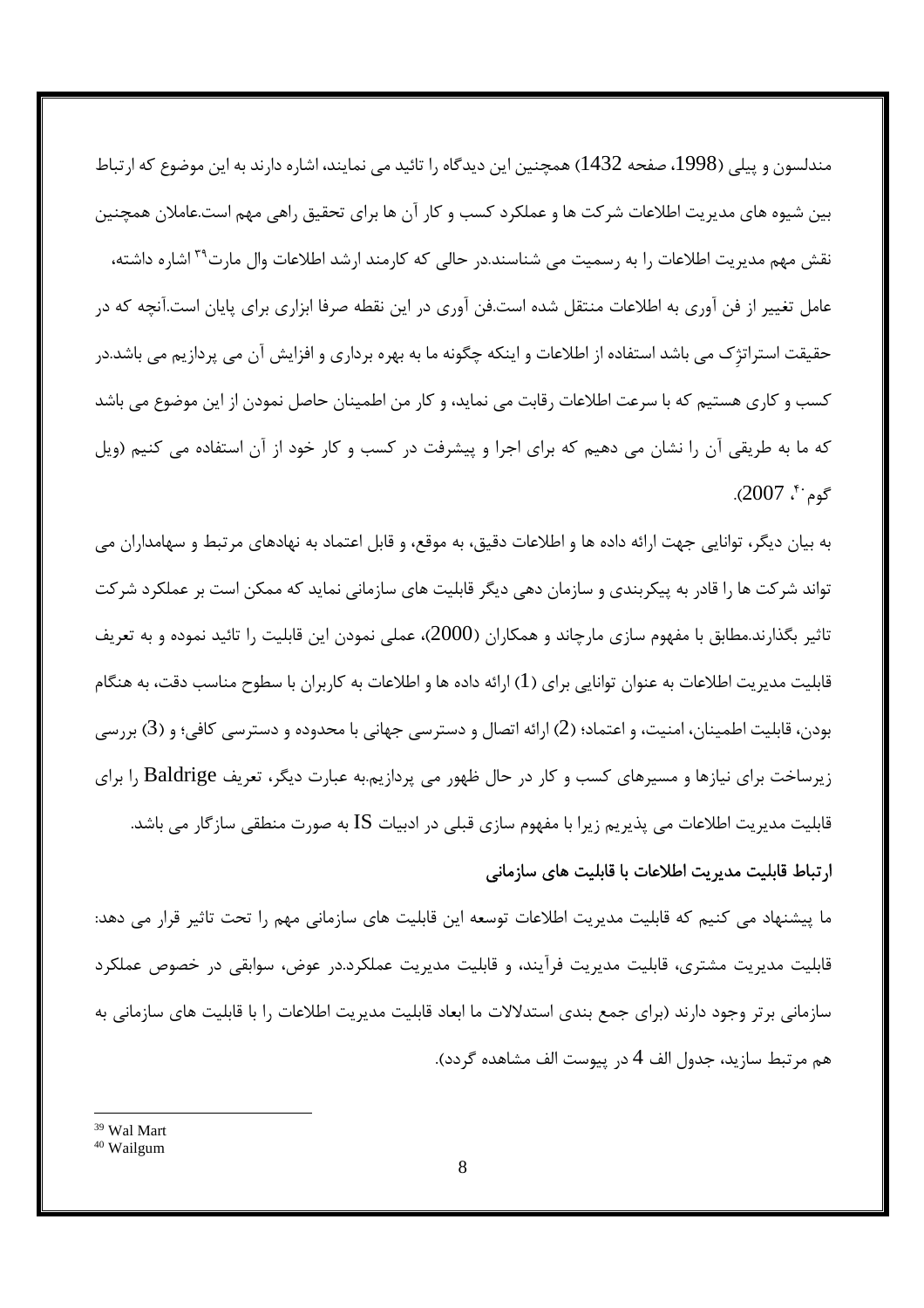مندلسون و پیلی (1998، صفحه 1432) همچنین این دیدگاه را تائید می نمایند، اشاره دارند به این موضوع که ارتباط بین شیوه های مدیریت اطلاعات شرکت ها و عملکرد کسب و کار آن ها برای تحقیق راهی مهم است.عاملان همچنین نقش مهم مدیریت اطلاعات را به رسمیت می شناسند.در حالی که کارمند ارشد اطلاعات وال مارت[39] اشاره داشته، عامل تغییر از فن آوری به اطلاعات منتقل شده است.فن آوری در این نقطه صرفا ابزاری برای پایان است.آنچه که در حقیقت استراتژِک می باشد استفاده از اطلاعات و اینکه چگونه ما به بهره برداری و افزایش آن می پردازیم می باشد.در کسب و کاری هستیم که با سرعت اطلاعات رقابت می نماید، و کار من اطمینان حاصل نمودن از این موضوع می باشد که ما به طریقی آن را نشان می دهیم که برای اجرا و پیشرفت در کسب و کار خود از آن استفاده می کنیم (ویل گوم[40]، 2007).

به بیان دیگر، توانایی جهت ارائه داده ها و اطلاعات دقیق، به موقع، و قابل اعتماد به نهادهای مرتبط و سهامداران می تواند شرکت ها را قادر به پیکربندی و سازمان دهی دیگر قابلیت های سازمانی نماید که ممکن است بر عملکرد شرکت تاثیر بگذارند.مطابق با مفهوم سازی مارچاند و همکاران (2000)، عملی نمودن این قابلیت را تائید نموده و به تعریف قابلیت مدیریت اطلاعات به عنوان توانایی برای (1) ارائه داده ها و اطلاعات به کاربران با سطوح مناسب دقت، به هنگام بودن، قابلیت اطمینان، امنیت، و اعتماد؛ (2) ارائه اتصال و دسترسی جهانی با محدوده و دسترسی کافی؛ و (3) بررسی زیرساخت برای نیازها و مسیرهای کسب و کار در حال ظهور می پردازیم.به عبارت دیگر، تعریف Baldrige را برای قابلیت مدیریت اطلاعات می پذیریم زیرا با مفهوم سازی قبلی در ادبیات IS به صورت منطقی سازگار می باشد.

### ارتباط قابلیت مدیریت اطلاعات با قابلیت های سازمانی

ما پیشنهاد می کنیم که قابلیت مدیریت اطلاعات توسعه این قابلیت های سازمانی مهم را تحت تاثیر قرار می دهد: قابلیت مدیریت مشتری، قابلیت مدیریت فرآیند، و قابلیت مدیریت عملکرد.در عوض، سوابقی در خصوص عملکرد سازمانی برتر وجود دارند (برای جمع بندی استدلالات ما ابعاد قابلیت مدیریت اطلاعات را با قابلیت های سازمانی به هم مرتبط سازید، جدول الف 4 در پیوست الف مشاهده گردد).

---

[39] Wal Mart

[40] Wailgum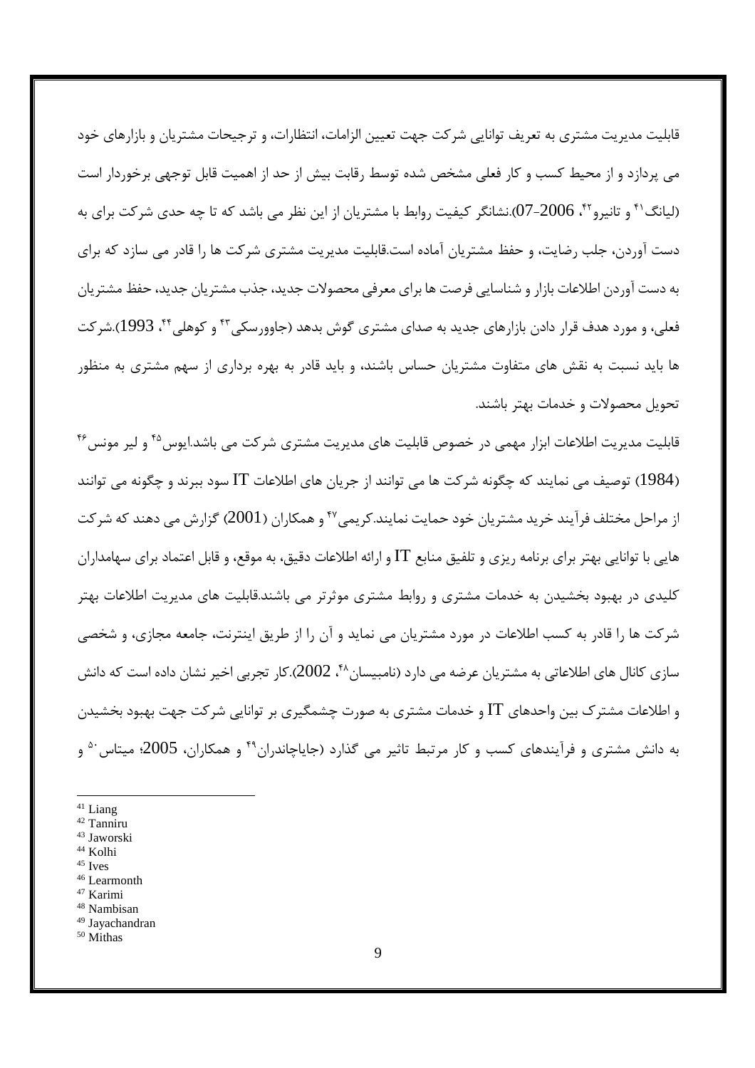قابلیت مدیریت مشتری به تعریف توانایی شرکت جهت تعیین الزامات، انتظارات، و ترجیحات مشتریان و بازارهای خود می پردازد و از محیط کسب و کار فعلی مشخص شده توسط رقابت بیش از حد از اهمیت قابل توجهی برخوردار است (لیانگ[41] و تانیرو[42]، 2006-07).نشانگر کیفیت روابط با مشتریان از این نظر می باشد که تا چه حدی شرکت برای به دست آوردن، جلب رضایت، و حفظ مشتریان آماده است.قابلیت مدیریت مشتری شرکت ها را قادر می سازد که برای به دست آوردن اطلاعات بازار و شناسایی فرصت ها برای معرفی محصولات جدید، جذب مشتریان جدید، حفظ مشتریان فعلی، و مورد هدف قرار دادن بازارهای جدید به صدای مشتری گوش بدهد (جاوورسکی[43] و کوهلی[44]، 1993).شرکت ها باید نسبت به نقش های متفاوت مشتریان حساس باشند، و باید قادر به بهره برداری از سهم مشتری به منظور تحویل محصولات و خدمات بهتر باشند.

قابلیت مدیریت اطلاعات ابزار مهمی در خصوص قابلیت های مدیریت مشتری شرکت می باشد.ایوس[45] و لیر مونس[46] (1984) توصیف می نمایند که چگونه شرکت ها می توانند از جریان های اطلاعات IT سود ببرند و چگونه می توانند از مراحل مختلف فرآیند خرید مشتریان خود حمایت نمایند.کریمی[47] و همکاران (2001) گزارش می دهند که شرکت هایی با توانایی بهتر برای برنامه ریزی و تلفیق منابع IT و ارائه اطلاعات دقیق، به موقع، و قابل اعتماد برای سهامداران کلیدی در بهبود بخشیدن به خدمات مشتری و روابط مشتری موثرتر می باشند.قابلیت های مدیریت اطلاعات بهتر شرکت ها را قادر به کسب اطلاعات در مورد مشتریان می نماید و آن را از طریق اینترنت، جامعه مجازی، و شخصی سازی کانال های اطلاعاتی به مشتریان عرضه می دارد (نامبیسان[48]، 2002).کار تجربی اخیر نشان داده است که دانش و اطلاعات مشترک بین واحدهای IT و خدمات مشتری به صورت چشمگیری بر توانایی شرکت جهت بهبود بخشیدن به دانش مشتری و فرآیندهای کسب و کار مرتبط تاثیر می گذارد (جایاچاندران[49] و همکاران، 2005؛ میتاس[50] و

---

[41] Liang
[42] Tanniru
[43] Jaworski
[44] Kolhi
[45] Ives
[46] Learmonth
[47] Karimi
[48] Nambisan
[49] Jayachandran
[50] Mithas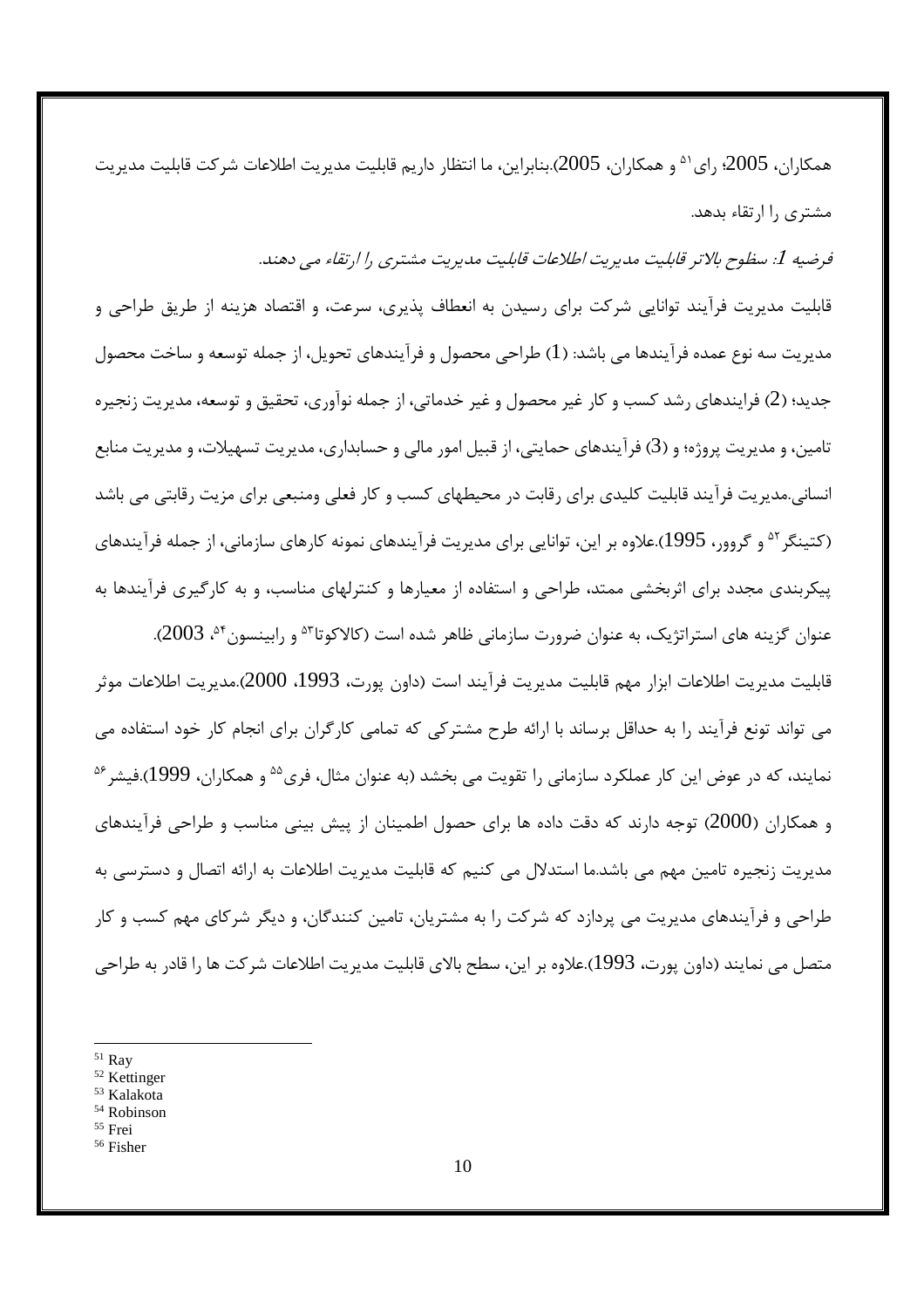همکاران، 2005؛ رای[51] و همکاران، 2005).بنابراین، ما انتظار داریم قابلیت مدیریت اطلاعات شرکت قابلیت مدیریت مشتری را ارتقاء بدهد.

*فرضیه 1: سطوح بالاتر قابلیت مدیریت اطلاعات قابلیت مدیریت مشتری را ارتقاء می دهند.*

قابلیت مدیریت فرآیند توانایی شرکت برای رسیدن به انعطاف پذیری، سرعت، و اقتصاد هزینه از طریق طراحی و مدیریت سه نوع عمده فرآیندها می باشد: (1) طراحی محصول و فرآیندهای تحویل، از جمله توسعه و ساخت محصول جدید؛ (2) فرایندهای رشد کسب و کار غیر محصول و غیر خدماتی، از جمله نوآوری، تحقیق و توسعه، مدیریت زنجیره تامین، و مدیریت پروژه؛ و (3) فرآیندهای حمایتی، از قبیل امور مالی و حسابداری، مدیریت تسهیلات، و مدیریت منابع انسانی.مدیریت فرآیند قابلیت کلیدی برای رقابت در محیطهای کسب و کار فعلی ومنبعی برای مزیت رقابتی می باشد (کتینگر[52] و گروور، 1995).علاوه بر این، توانایی برای مدیریت فرآیندهای نمونه کارهای سازمانی، از جمله فرآیندهای پیکربندی مجدد برای اثربخشی ممتد، طراحی و استفاده از معیارها و کنترلهای مناسب، و به کارگیری فرآیندها به عنوان گزینه های استراتژیک، به عنوان ضرورت سازمانی ظاهر شده است (کالاکوتا[53] و رابینسون[54]، 2003).

قابلیت مدیریت اطلاعات ابزار مهم قابلیت مدیریت فرآیند است (داون پورت، 1993، 2000).مدیریت اطلاعات موثر می تواند تونع فرآیند را به حداقل برساند با ارائه طرح مشترکی که تمامی کارگران برای انجام کار خود استفاده می نمایند، که در عوض این کار عملکرد سازمانی را تقویت می بخشد (به عنوان مثال، فری[55] و همکاران، 1999).فیشر[56] و همکاران (2000) توجه دارند که دقت داده ها برای حصول اطمینان از پیش بینی مناسب و طراحی فرآیندهای مدیریت زنجیره تامین مهم می باشد.ما استدلال می کنیم که قابلیت مدیریت اطلاعات به ارائه اتصال و دسترسی به طراحی و فرآیندهای مدیریت می پردازد که شرکت را به مشتریان، تامین کنندگان، و دیگر شرکای مهم کسب و کار متصل می نمایند (داون پورت، 1993).علاوه بر این، سطح بالای قابلیت مدیریت اطلاعات شرکت ها را قادر به طراحی

---

[51] Ray
[52] Kettinger
[53] Kalakota
[54] Robinson
[55] Frei
[56] Fisher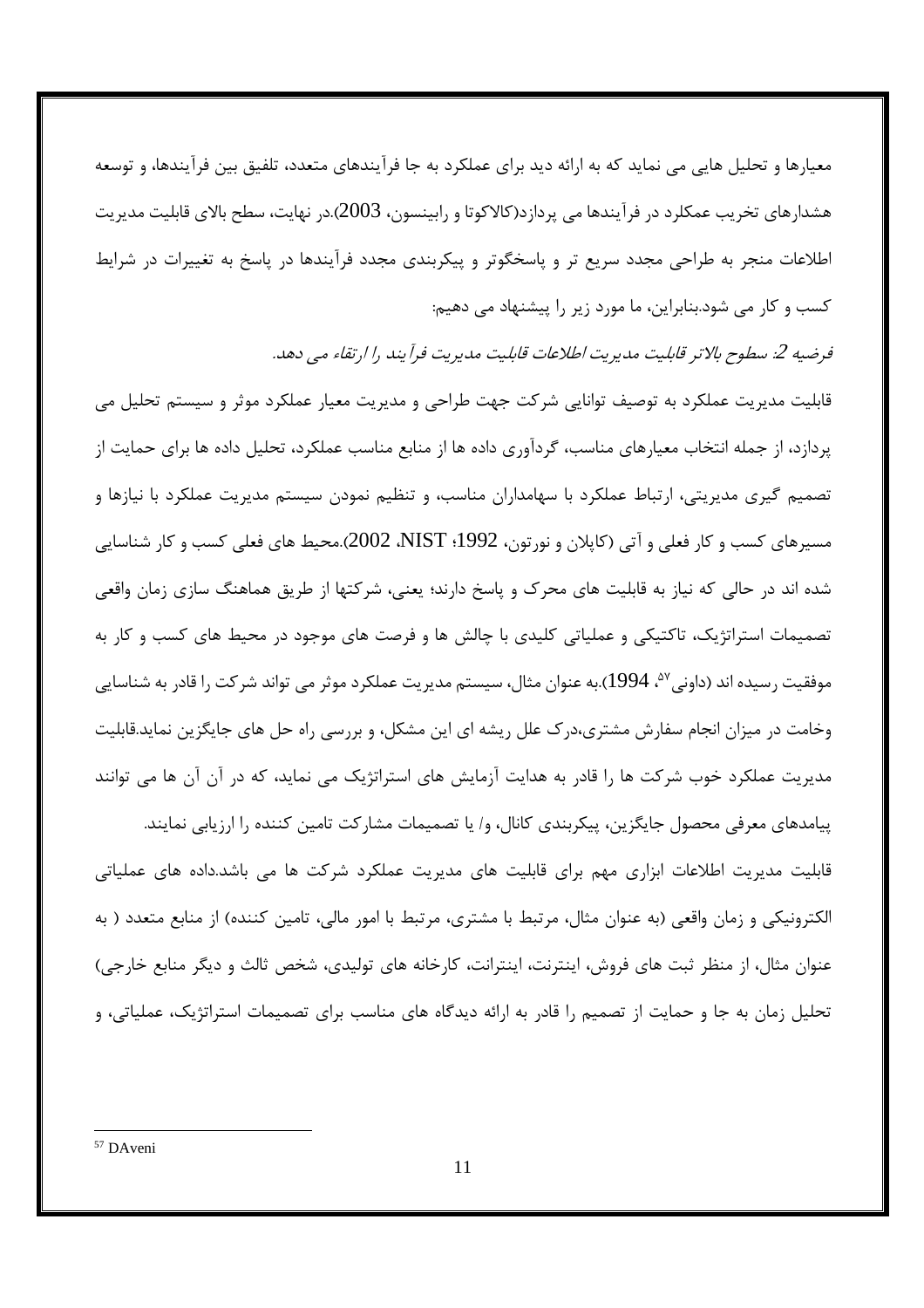معیارها و تحلیل هایی می نماید که به ارائه دید برای عملکرد به جا فرآیندهای متعدد، تلفیق بین فرآیندها، و توسعه هشدارهای تخریب عمکلرد در فرآیندها می پردازد(کالاکوتا و رابینسون، 2003).در نهایت، سطح بالای قابلیت مدیریت اطلاعات منجر به طراحی مجدد سریع تر و پاسخگوتر و پیکربندی مجدد فرآیندها در پاسخ به تغییرات در شرایط کسب و کار می شود.بنابراین، ما مورد زیر را پیشنهاد می دهیم:

*فرضیه 2: سطوح بالاتر قابلیت مدیریت اطلاعات قابلیت مدیریت فرآیند را ارتقاء می دهد.*

قابلیت مدیریت عملکرد به توصیف توانایی شرکت جهت طراحی و مدیریت معیار عملکرد موثر و سیستم تحلیل می پردازد، از جمله انتخاب معیارهای مناسب، گردآوری داده ها از منابع مناسب عملکرد، تحلیل داده ها برای حمایت از تصمیم گیری مدیریتی، ارتباط عملکرد با سهامداران مناسب، و تنظیم نمودن سیستم مدیریت عملکرد با نیازها و مسیرهای کسب و کار فعلی و آتی (کاپلان و نورتون، 1992؛ NIST، 2002).محیط های فعلی کسب و کار شناسایی شده اند در حالی که نیاز به قابلیت های محرک و پاسخ دارند؛ یعنی، شرکتها از طریق هماهنگ سازی زمان واقعی تصمیمات استراتژیک، تاکتیکی و عملیاتی کلیدی با چالش ها و فرصت های موجود در محیط های کسب و کار به موفقیت رسیده اند (داونی[57]، 1994).به عنوان مثال، سیستم مدیریت عملکرد موثر می تواند شرکت را قادر به شناسایی وخامت در میزان انجام سفارش مشتری،درک علل ریشه ای این مشکل، و بررسی راه حل های جایگزین نماید.قابلیت مدیریت عملکرد خوب شرکت ها را قادر به هدایت آزمایش های استراتژیک می نماید، که در آن آن ها می توانند پیامدهای معرفی محصول جایگزین، پیکربندی کانال، و/ یا تصمیمات مشارکت تامین کننده را ارزیابی نمایند.

قابلیت مدیریت اطلاعات ابزاری مهم برای قابلیت های مدیریت عملکرد شرکت ها می باشد.داده های عملیاتی الکترونیکی و زمان واقعی (به عنوان مثال، مرتبط با مشتری، مرتبط با امور مالی، تامین کننده) از منابع متعدد ( به عنوان مثال، از منظر ثبت های فروش، اینترنت، اینترانت، کارخانه های تولیدی، شخص ثالث و دیگر منابع خارجی) تحلیل زمان به جا و حمایت از تصمیم را قادر به ارائه دیدگاه های مناسب برای تصمیمات استراتژیک، عملیاتی، و

---

[57] DAveni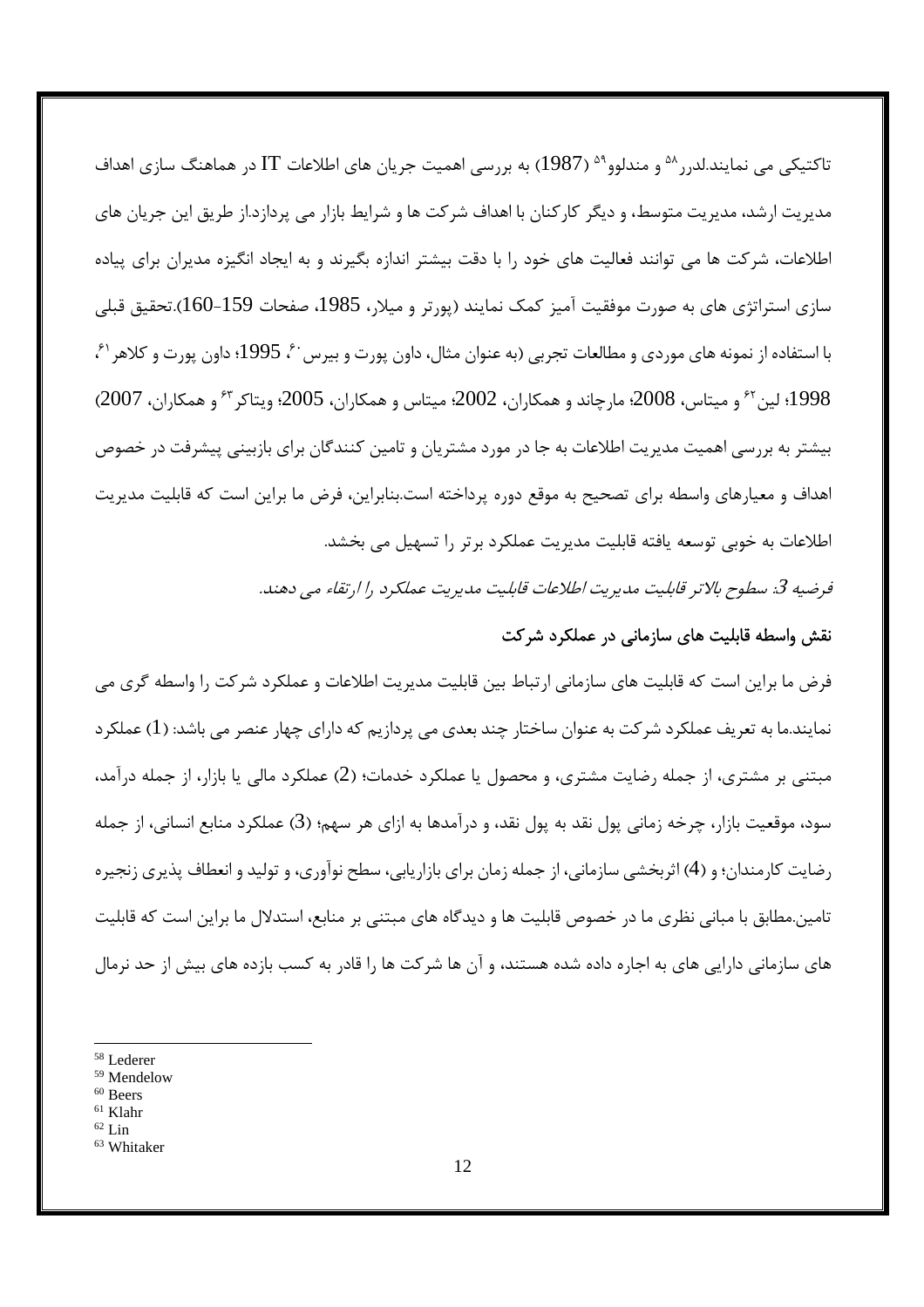تاکتیکی می نمایند.لدرر[58] و مندلوو[59] (1987) به بررسی اهمیت جریان های اطلاعات IT در هماهنگ سازی اهداف مدیریت ارشد، مدیریت متوسط، و دیگر کارکنان با اهداف شرکت ها و شرایط بازار می پردازد.از طریق این جریان های اطلاعات، شرکت ها می توانند فعالیت های خود را با دقت بیشتر اندازه بگیرند و به ایجاد انگیزه مدیران برای پیاده سازی استراتژی های به صورت موفقیت آمیز کمک نمایند (پورتر و میلار، 1985، صفحات 159-160).تحقیق قبلی با استفاده از نمونه های موردی و مطالعات تجربی (به عنوان مثال، داون پورت و بیرس[60]، 1995؛ داون پورت و کلاهر[61]، 1998؛ لین[62] و میتاس، 2008؛ مارچاند و همکاران، 2002؛ میتاس و همکاران، 2005؛ ویتاکر[63] و همکاران، 2007) بیشتر به بررسی اهمیت مدیریت اطلاعات به جا در مورد مشتریان و تامین کنندگان برای بازبینی پیشرفت در خصوص اهداف و معیارهای واسطه برای تصحیح به موقع دوره پرداخته است.بنابراین، فرض ما براین است که قابلیت مدیریت اطلاعات به خوبی توسعه یافته قابلیت مدیریت عملکرد برتر را تسهیل می بخشد.

*فرضیه 3: سطوح بالاتر قابلیت مدیریت اطلاعات قابلیت مدیریت عملکرد را ارتقاء می دهند.*

**نقش واسطه قابلیت های سازمانی در عملکرد شرکت**

فرض ما براین است که قابلیت های سازمانی ارتباط بین قابلیت مدیریت اطلاعات و عملکرد شرکت را واسطه گری می نمایند.ما به تعریف عملکرد شرکت به عنوان ساختار چند بعدی می پردازیم که دارای چهار عنصر می باشد: (1) عملکرد مبتنی بر مشتری، از جمله رضایت مشتری، و محصول یا عملکرد خدمات؛ (2) عملکرد مالی یا بازار، از جمله درآمد، سود، موقعیت بازار، چرخه زمانی پول نقد به پول نقد، و درآمدها به ازای هر سهم؛ (3) عملکرد منابع انسانی، از جمله رضایت کارمندان؛ و (4) اثربخشی سازمانی، از جمله زمان برای بازاریابی، سطح نوآوری، و تولید و انعطاف پذیری زنجیره تامین.مطابق با مبانی نظری ما در خصوص قابلیت ها و دیدگاه های مبتنی بر منابع، استدلال ما براین است که قابلیت های سازمانی دارایی های به اجاره داده شده هستند، و آن ها شرکت ها را قادر به کسب بازده های بیش از حد نرمال

---

[58] Lederer
[59] Mendelow
[60] Beers
[61] Klahr
[62] Lin
[63] Whitaker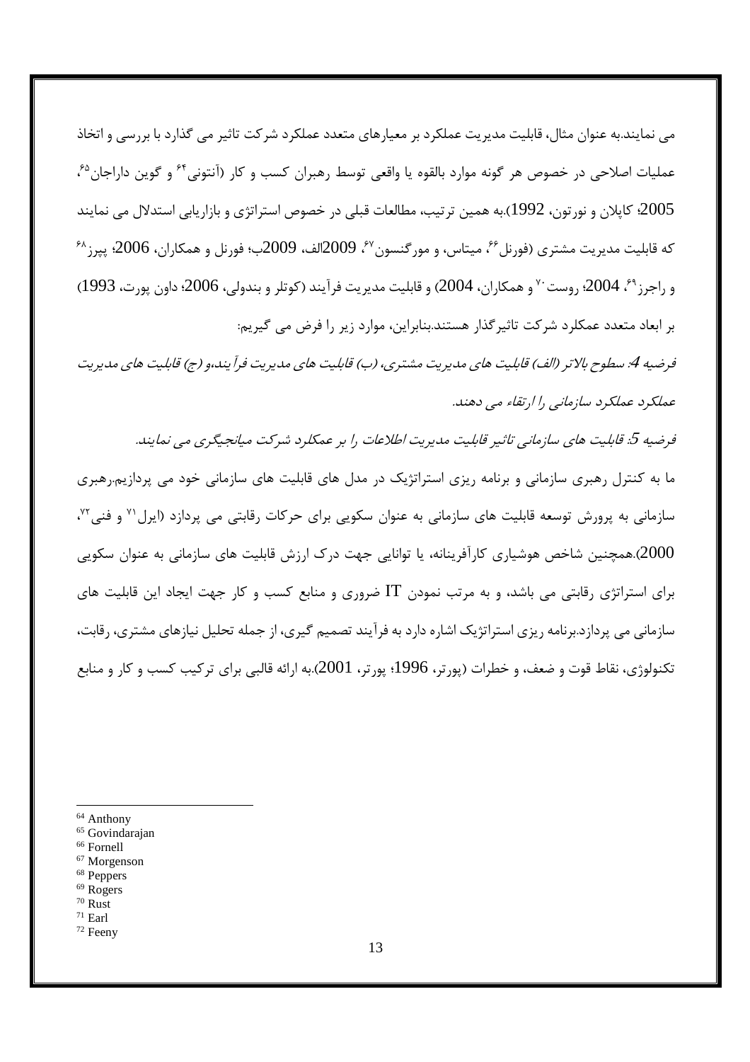می نمایند.به عنوان مثال، قابلیت مدیریت عملکرد بر معیارهای متعدد عملکرد شرکت تاثیر می گذارد با بررسی و اتخاذ عملیات اصلاحی در خصوص هر گونه موارد بالقوه یا واقعی توسط رهبران کسب و کار (آنتونی[64] و گوین داراجان[65]، 2005؛ کاپلان و نورتون، 1992).به همین ترتیب، مطالعات قبلی در خصوص استراتژی و بازاریابی استدلال می نمایند که قابلیت مدیریت مشتری (فورنل[66]، میتاس، و مورگنسون[67]، 2009الف، 2009ب؛ فورنل و همکاران، 2006؛ پیرز[68] و راجرز[69]، 2004؛ روست[70] و همکاران، 2004) و قابلیت مدیریت فرآیند (کوتلر و بندولی، 2006؛ داون پورت، 1993) بر ابعاد متعدد عملکرد شرکت تاثیرگذار هستند.بنابراین، موارد زیر را فرض می گیریم:

*فرضیه 4: سطوح بالاتر (الف) قابلیت های مدیریت مشتری، (ب) قابلیت های مدیریت فرآیند،و (ج) قابلیت های مدیریت عملکرد عملکرد سازمانی را ارتقاء می دهند.*

*فرضیه 5: قابلیت های سازمانی تاثیر قابلیت مدیریت اطلاعات را بر عمکلرد شرکت میانجیگری می نمایند.*

ما به کنترل رهبری سازمانی و برنامه ریزی استراتژیک در مدل های قابلیت های سازمانی خود می پردازیم.رهبری سازمانی به پرورش توسعه قابلیت های سازمانی به عنوان سکویی برای حرکات رقابتی می پردازد (ایرل[71] و فنی[72]، 2000).همچنین شاخص هوشیاری کارآفرینانه، یا توانایی جهت درک ارزش قابلیت های سازمانی به عنوان سکویی برای استراتژی رقابتی می باشد، و به مرتب نمودن IT ضروری و منابع کسب و کار جهت ایجاد این قابلیت های سازمانی می پردازد.برنامه ریزی استراتژیک اشاره دارد به فرآیند تصمیم گیری، از جمله تحلیل نیازهای مشتری، رقابت، تکنولوژی، نقاط قوت و ضعف، و خطرات (پورتر، 1996؛ پورتر، 2001).به ارائه قالبی برای ترکیب کسب و کار و منابع

---

[64] Anthony
[65] Govindarajan
[66] Fornell
[67] Morgenson
[68] Peppers
[69] Rogers
[70] Rust
[71] Earl
[72] Feeny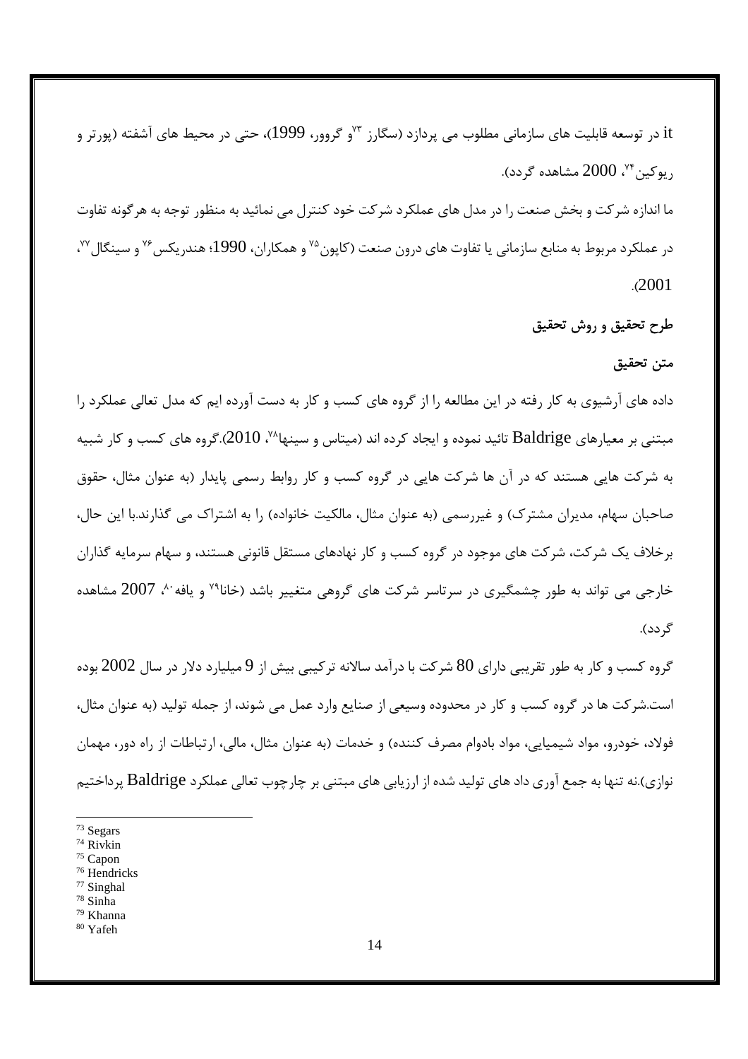it در توسعه قابلیت های سازمانی مطلوب می پردازد (سگارز [73]و گروور، 1999)، حتی در محیط های آشفته (پورتر و ریوکین[74]، 2000 مشاهده گردد).

ما اندازه شرکت و بخش صنعت را در مدل های عملکرد شرکت خود کنترل می نمائید به منظور توجه به هرگونه تفاوت در عملکرد مربوط به منابع سازمانی یا تفاوت های درون صنعت (کاپون[75] و همکاران، 1990؛ هندریکس[76] و سینگال[77]، 2001).

**طرح تحقیق و روش تحقیق**

**متن تحقیق**

داده های آرشیوی به کار رفته در این مطالعه را از گروه های کسب و کار به دست آورده ایم که مدل تعالی عملکرد را مبتنی بر معیارهای Baldrige تائید نموده و ایجاد کرده اند (میتاس و سینها[78]، 2010).گروه های کسب و کار شبیه به شرکت هایی هستند که در آن ها شرکت هایی در گروه کسب و کار روابط رسمی پایدار (به عنوان مثال، حقوق صاحبان سهام، مدیران مشترک) و غیررسمی (به عنوان مثال، مالکیت خانواده) را به اشتراک می گذارند.با این حال، برخلاف یک شرکت، شرکت های موجود در گروه کسب و کار نهادهای مستقل قانونی هستند، و سهام سرمایه گذاران خارجی می تواند به طور چشمگیری در سرتاسر شرکت های گروهی متغییر باشد (خانا[79] و یافه[80]، 2007 مشاهده گردد).

گروه کسب و کار به طور تقریبی دارای 80 شرکت با درآمد سالانه ترکیبی بیش از 9 میلیارد دلار در سال 2002 بوده است.شرکت ها در گروه کسب و کار در محدوده وسیعی از صنایع وارد عمل می شوند، از جمله تولید (به عنوان مثال، فولاد، خودرو، مواد شیمیایی، مواد بادوام مصرف کننده) و خدمات (به عنوان مثال، مالی، ارتباطات از راه دور، مهمان نوازی).نه تنها به جمع آوری داد های تولید شده از ارزیابی های مبتنی بر چارچوب تعالی عملکرد Baldrige پرداختیم

---

[73] Segars
[74] Rivkin
[75] Capon
[76] Hendricks
[77] Singhal
[78] Sinha
[79] Khanna
[80] Yafeh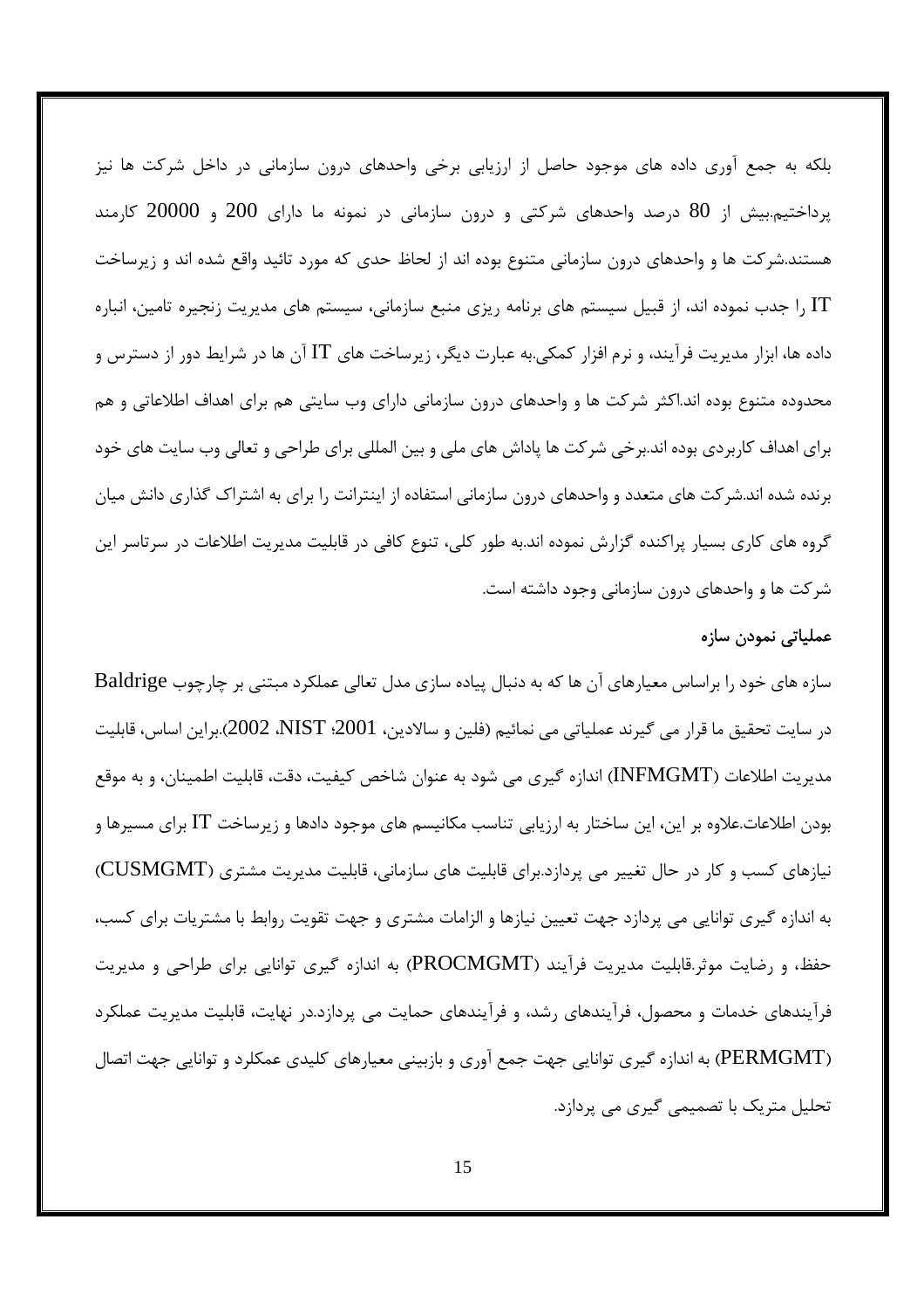بلکه به جمع آوری داده های موجود حاصل از ارزیابی برخی واحدهای درون سازمانی در داخل شرکت ها نیز پرداختیم.بیش از 80 درصد واحدهای شرکتی و درون سازمانی در نمونه ما دارای 200 و 20000 کارمند هستند.شرکت ها و واحدهای درون سازمانی متنوع بوده اند از لحاظ حدی که مورد تائید واقع شده اند و زیرساخت IT را جدب نموده اند، از قبیل سیستم های برنامه ریزی منبع سازمانی، سیستم های مدیریت زنجیره تامین، انباره داده ها، ابزار مدیریت فرآیند، و نرم افزار کمکی.به عبارت دیگر، زیرساخت های IT آن ها در شرایط دور از دسترس و محدوده متنوع بوده اند.اکثر شرکت ها و واحدهای درون سازمانی دارای وب سایتی هم برای اهداف اطلاعاتی و هم برای اهداف کاربردی بوده اند.برخی شرکت ها پاداش های ملی و بین المللی برای طراحی و تعالی وب سایت های خود برنده شده اند.شرکت های متعدد و واحدهای درون سازمانی استفاده از اینترانت را برای به اشتراک گذاری دانش میان گروه های کاری بسیار پراکنده گزارش نموده اند.به طور کلی، تنوع کافی در قابلیت مدیریت اطلاعات در سرتاسر این شرکت ها و واحدهای درون سازمانی وجود داشته است.

### عملیاتی نمودن سازه

سازه های خود را براساس معیارهای آن ها که به دنبال پیاده سازی مدل تعالی عملکرد مبتنی بر چارچوب Baldrige در سایت تحقیق ما قرار می گیرند عملیاتی می نمائیم (فلین و سالادین، 2001؛ NIST، 2002).براین اساس، قابلیت مدیریت اطلاعات (INFMGMT) اندازه گیری می شود به عنوان شاخص کیفیت، دقت، قابلیت اطمینان، و به موقع بودن اطلاعات.علاوه بر این، این ساختار به ارزیابی تناسب مکانیسم های موجود دادها و زیرساخت IT برای مسیرها و نیازهای کسب و کار در حال تغییر می پردازد.برای قابلیت های سازمانی، قابلیت مدیریت مشتری (CUSMGMT) به اندازه گیری توانایی می پردازد جهت تعیین نیازها و الزامات مشتری و جهت تقویت روابط با مشتریات برای کسب، حفظ، و رضایت موثر.قابلیت مدیریت فرآیند (PROCMGMT) به اندازه گیری توانایی برای طراحی و مدیریت فرآیندهای خدمات و محصول، فرآیندهای رشد، و فرآیندهای حمایت می پردازد.در نهایت، قابلیت مدیریت عملکرد (PERMGMT) به اندازه گیری توانایی جهت جمع آوری و بازبینی معیارهای کلیدی عمکلرد و توانایی جهت اتصال تحلیل متریک با تصمیمی گیری می پردازد.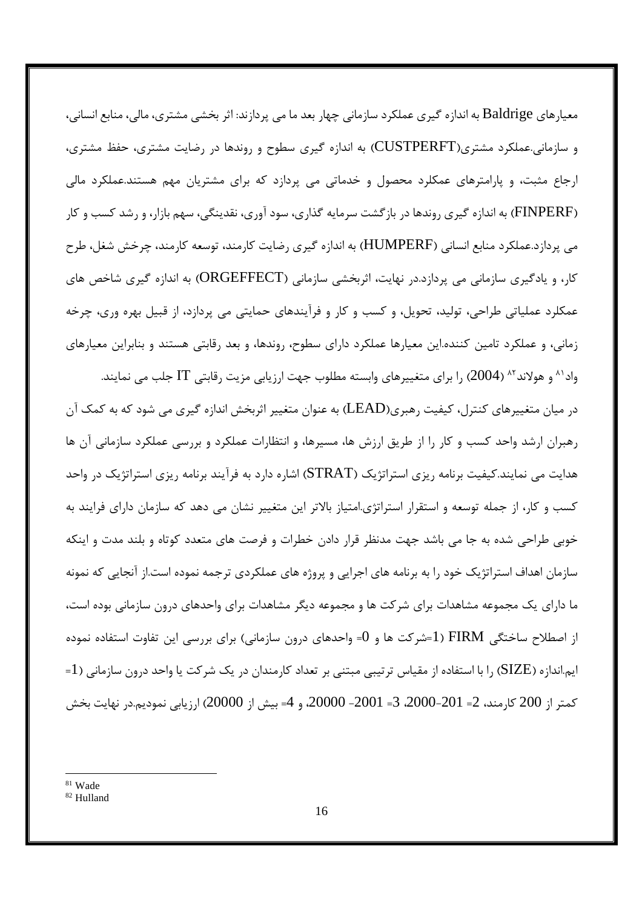معیارهای Baldrige به اندازه گیری عملکرد سازمانی چهار بعد ما می پردازند: اثر بخشی مشتری، مالی، منابع انسانی، و سازمانی.عملکرد مشتری(CUSTPERFT) به اندازه گیری سطوح و روندها در رضایت مشتری، حفظ مشتری، ارجاع مثبت، و پارامترهای عملکرد محصول و خدماتی می پردازد که برای مشتریان مهم هستند.عملکرد مالی (FINPERF) به اندازه گیری روندها در بازگشت سرمایه گذاری، سود آوری، نقدینگی، سهم بازار، و رشد کسب و کار می پردازد.عملکرد منابع انسانی (HUMPERF) به اندازه گیری رضایت کارمند، توسعه کارمند، چرخش شغل، طرح کار، و یادگیری سازمانی می پردازد.در نهایت، اثربخشی سازمانی (ORGEFFECT) به اندازه گیری شاخص های عملکرد عملیاتی طراحی، تولید، تحویل، و کسب و کار و فرآیندهای حمایتی می پردازد، از قبیل بهره وری، چرخه زمانی، و عملکرد تامین کننده.این معیارها عملکرد دارای سطوح، روندها، و بعد رقابتی هستند و بنابراین معیارهای واد[81] و هولاند[82] (2004) را برای متغییرهای وابسته مطلوب جهت ارزیابی مزیت رقابتی IT جلب می نمایند.

در میان متغییرهای کنترل، کیفیت رهبری(LEAD) به عنوان متغییر اثربخش اندازه گیری می شود که به کمک آن رهبران ارشد واحد کسب و کار را از طریق ارزش ها، مسیرها، و انتظارات عملکرد و بررسی عملکرد سازمانی آن ها هدایت می نمایند.کیفیت برنامه ریزی استراتژیک (STRAT) اشاره دارد به فرآیند برنامه ریزی استراتژیک در واحد کسب و کار، از جمله توسعه و استقرار استراتژی.امتیاز بالاتر این متغییر نشان می دهد که سازمان دارای فرایند به خوبی طراحی شده به جا می باشد جهت مدنظر قرار دادن خطرات و فرصت های متعدد کوتاه و بلند مدت و اینکه سازمان اهداف استراتژیک خود را به برنامه های اجرایی و پروژه های عملکردی ترجمه نموده است.از آنجایی که نمونه ما دارای یک مجموعه مشاهدات برای شرکت ها و مجموعه دیگر مشاهدات برای واحدهای درون سازمانی بوده است، از اصطلاح ساختگی FIRM (1=شرکت ها و 0= واحدهای درون سازمانی) برای بررسی این تفاوت استفاده نموده ایم.اندازه (SIZE) را با استفاده از مقیاس ترتیبی مبتنی بر تعداد کارمندان در یک شرکت یا واحد درون سازمانی (1= کمتر از 200 کارمند، 2= 201-2000، 3= 2001- 20000، و 4= بیش از 20000) ارزیابی نمودیم.در نهایت بخش

---

[81] Wade

[82] Hulland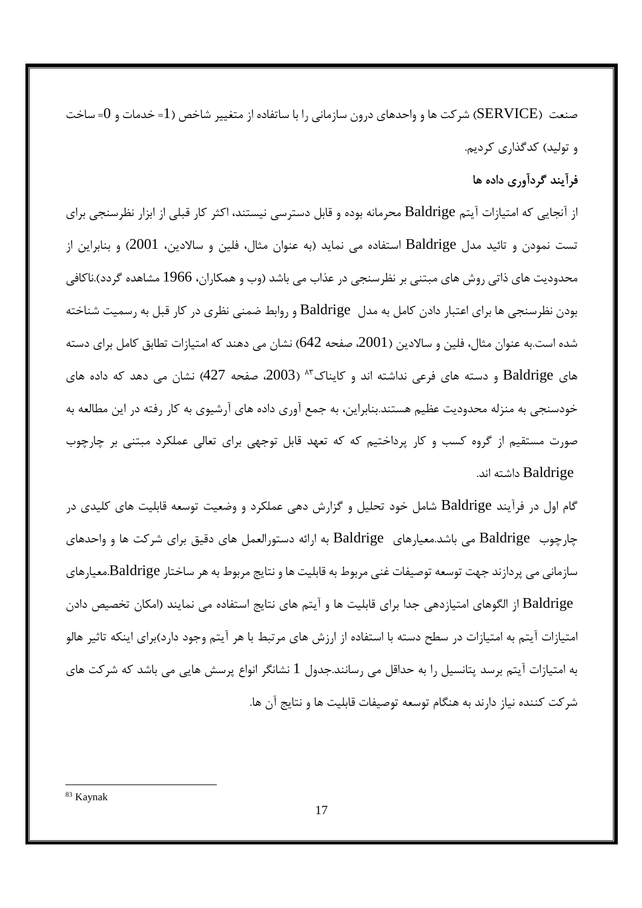صنعت (SERVICE) شرکت ها و واحدهای درون سازمانی را با ساتفاده از متغییر شاخص (1= خدمات و 0= ساخت و تولید) کدگذاری کردیم.

**فرآیند گردآوری داده ها**

از آنجایی که امتیازات آیتم Baldrige محرمانه بوده و قابل دسترسی نیستند، اکثر کار قبلی از ابزار نظرسنجی برای تست نمودن و تائید مدل Baldrige استفاده می نماید (به عنوان مثال، فلین و سالادین، 2001) و بنابراین از محدودیت های ذاتی روش های مبتنی بر نظرسنجی در عذاب می باشد (وب و همکاران، 1966 مشاهده گردد).ناکافی بودن نظرسنجی ها برای اعتبار دادن کامل به مدل Baldrige و روابط ضمنی نظری در کار قبل به رسمیت شناخته شده است.به عنوان مثال، فلین و سالادین (2001، صفحه 642) نشان می دهند که امتیازات تطابق کامل برای دسته های Baldrige و دسته های فرعی نداشته اند و کایناک[83] (2003، صفحه 427) نشان می دهد که داده های خودسنجی به منزله محدودیت عظیم هستند.بنابراین، به جمع آوری داده های آرشیوی به کار رفته در این مطالعه به صورت مستقیم از گروه کسب و کار پرداختیم که که تعهد قابل توجهی برای تعالی عملکرد مبتنی بر چارچوب Baldrige داشته اند.

گام اول در فرآیند Baldrige شامل خود تحلیل و گزارش دهی عملکرد و وضعیت توسعه قابلیت های کلیدی در چارچوب Baldrige می باشد.معیارهای Baldrige به ارائه دستورالعمل های دقیق برای شرکت ها و واحدهای سازمانی می پردازند جهت توسعه توصیفات غنی مربوط به قابلیت ها و نتایج مربوط به هر ساختار Baldrige.معیارهای Baldrige از الگوهای امتیازدهی جدا برای قابلیت ها و آیتم های نتایج استفاده می نمایند (امکان تخصیص دادن امتیازات آیتم به امتیازات در سطح دسته با استفاده از ارزش های مرتبط با هر آیتم وجود دارد)برای اینکه تاثیر هالو به امتیازات آیتم برسد پتانسیل را به حداقل می رسانند.جدول 1 نشانگر انواع پرسش هایی می باشد که شرکت های شرکت کننده نیاز دارند به هنگام توسعه توصیفات قابلیت ها و نتایج آن ها.

[83] Kaynak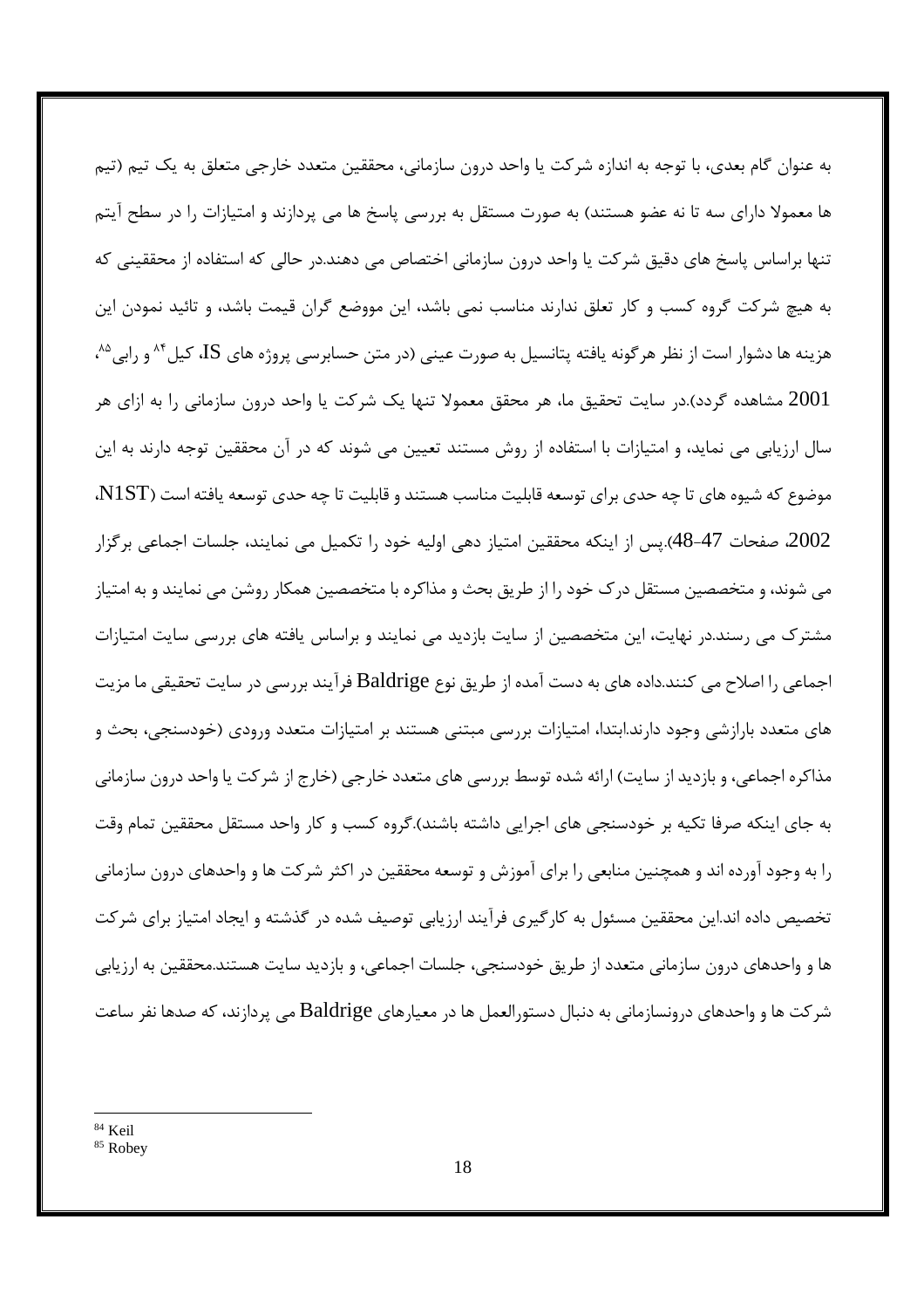به عنوان گام بعدی، با توجه به اندازه شرکت یا واحد درون سازمانی، محققین متعدد خارجی متعلق به یک تیم (تیم ها معمولا دارای سه تا نه عضو هستند) به صورت مستقل به بررسی پاسخ ها می پردازند و امتیازات را در سطح آیتم تنها براساس پاسخ های دقیق شرکت یا واحد درون سازمانی اختصاص می دهند.در حالی که استفاده از محققینی که به هیچ شرکت گروه کسب و کار تعلق ندارند مناسب نمی باشد، این مووضع گران قیمت باشد، و تائید نمودن این هزینه ها دشوار است از نظر هرگونه یافته پتانسیل به صورت عینی (در متن حسابرسی پروژه های IS، کیل[۸۴] و رابی[۸۵]، 2001 مشاهده گردد).در سایت تحقیق ما، هر محقق معمولا تنها یک شرکت یا واحد درون سازمانی را به ازای هر سال ارزیابی می نماید، و امتیازات با استفاده از روش مستند تعیین می شوند که در آن محققین توجه دارند به این موضوع که شیوه های تا چه حدی برای توسعه قابلیت مناسب هستند و قابلیت تا چه حدی توسعه یافته است (N1ST، 2002، صفحات 47-48).پس از اینکه محققین امتیاز دهی اولیه خود را تکمیل می نمایند، جلسات اجماعی برگزار می شوند، و متخصصین مستقل درک خود را از طریق بحث و مذاکره با متخصصین همکار روشن می نمایند و به امتیاز مشترک می رسند.در نهایت، این متخصصین از سایت بازدید می نمایند و براساس یافته های بررسی سایت امتیازات اجماعی را اصلاح می کنند.داده های به دست آمده از طریق نوع Baldrige فرآیند بررسی در سایت تحقیقی ما مزیت های متعدد بارازشی وجود دارند.ابتدا، امتیازات بررسی مبتنی هستند بر امتیازات متعدد ورودی (خودسنجی، بحث و مذاکره اجماعی، و بازدید از سایت) ارائه شده توسط بررسی های متعدد خارجی (خارج از شرکت یا واحد درون سازمانی به جای اینکه صرفا تکیه بر خودسنجی های اجرایی داشته باشند).گروه کسب و کار واحد مستقل محققین تمام وقت را به وجود آورده اند و همچنین منابعی را برای آموزش و توسعه محققین در اکثر شرکت ها و واحدهای درون سازمانی تخصیص داده اند.این محققین مسئول به کارگیری فرآیند ارزیابی توصیف شده در گذشته و ایجاد امتیاز برای شرکت ها و واحدهای درون سازمانی متعدد از طریق خودسنجی، جلسات اجماعی، و بازدید سایت هستند.محققین به ارزیابی شرکت ها و واحدهای درونسازمانی به دنبال دستورالعمل ها در معیارهای Baldrige می پردازند، که صدها نفر ساعت

---

[84] Keil
[85] Robey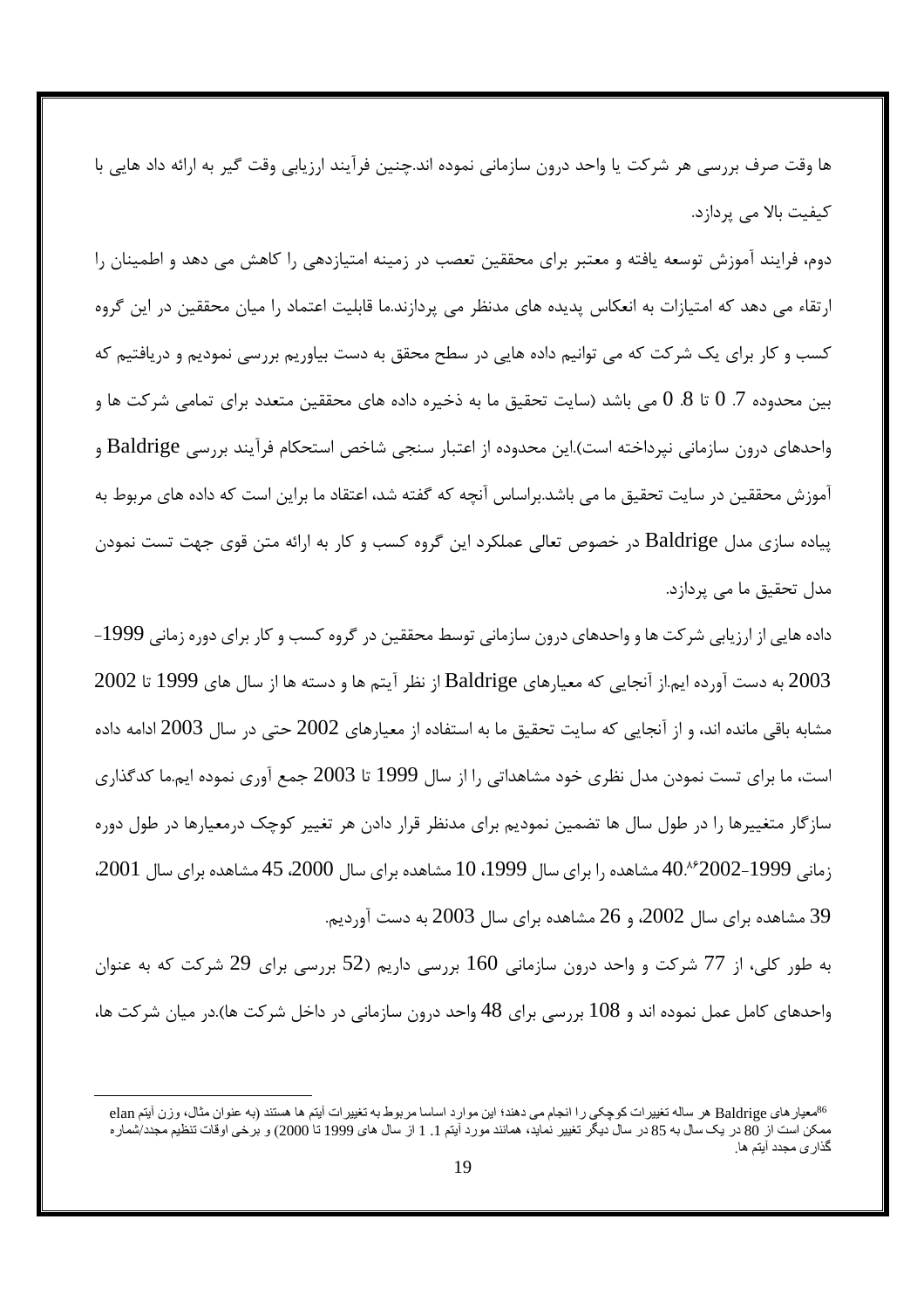ها وقت صرف بررسی هر شرکت یا واحد درون سازمانی نموده اند.چنین فرآیند ارزیابی وقت گیر به ارائه داد هایی با کیفیت بالا می پردازد.

دوم، فرایند آموزش توسعه یافته و معتبر برای محققین تعصب در زمینه امتیازدهی را کاهش می دهد و اطمینان را ارتقاء می دهد که امتیازات به انعکاس پدیده های مدنظر می پردازند.ما قابلیت اعتماد را میان محققین در این گروه کسب و کار برای یک شرکت که می توانیم داده هایی در سطح محقق به دست بیاوریم بررسی نمودیم و دریافتیم که بین محدوده 0.7 تا 0.8 می باشد (سایت تحقیق ما به ذخیره داده های محققین متعدد برای تمامی شرکت ها و واحدهای درون سازمانی نپرداخته است).این محدوده از اعتبار سنجی شاخص استحکام فرآیند بررسی Baldrige و آموزش محققین در سایت تحقیق ما می باشد.براساس آنچه که گفته شد، اعتقاد ما براین است که داده های مربوط به پیاده سازی مدل Baldrige در خصوص تعالی عملکرد این گروه کسب و کار به ارائه متن قوی جهت تست نمودن مدل تحقیق ما می پردازد.

داده هایی از ارزیابی شرکت ها و واحدهای درون سازمانی توسط محققین در گروه کسب و کار برای دوره زمانی 1999-2003 به دست آورده ایم.از آنجایی که معیارهای Baldrige از نظر آیتم ها و دسته ها از سال های 1999 تا 2002 مشابه باقی مانده اند، و از آنجایی که سایت تحقیق ما به استفاده از معیارهای 2002 حتی در سال 2003 ادامه داده است، ما برای تست نمودن مدل نظری خود مشاهداتی را از سال 1999 تا 2003 جمع آوری نموده ایم.ما کدگذاری سازگار متغییرها را در طول سال ها تضمین نمودیم برای مدنظر قرار دادن هر تغییر کوچک درمعیارها در طول دوره زمانی 1999-2002[86].40 مشاهده را برای سال 1999، 10 مشاهده برای سال 2000، 45 مشاهده برای سال 2001، 39 مشاهده برای سال 2002، و 26 مشاهده برای سال 2003 به دست آوردیم.

به طور کلی، از 77 شرکت و واحد درون سازمانی 160 بررسی داریم (52 بررسی برای 29 شرکت که به عنوان واحدهای کامل عمل نموده اند و 108 بررسی برای 48 واحد درون سازمانی در داخل شرکت ها).در میان شرکت ها،

---

[86] معیارهای Baldrige هر ساله تغییرات کوچکی را انجام می دهند؛ این موارد اساسا مربوط به تغییرات آیتم ها هستند (به عنوان مثال، وزن آیتم elan ممکن است از 80 در یک سال به 85 در سال دیگر تغییر نماید، همانند مورد آیتم 1.1 از سال های 1999 تا 2000) و برخی اوقات تنظیم مجدد/شماره گذاری مجدد آیتم ها.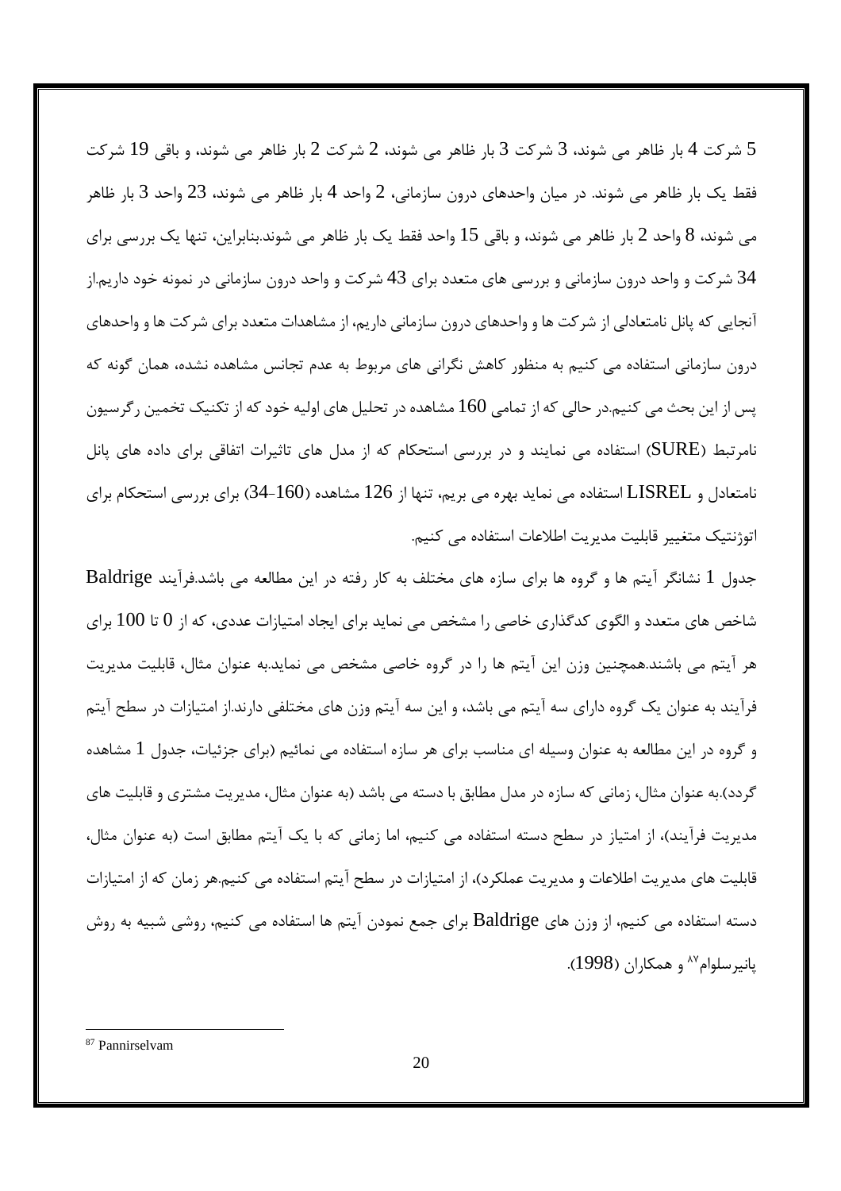5 شرکت 4 بار ظاهر می شوند، 3 شرکت 3 بار ظاهر می شوند، 2 شرکت 2 بار ظاهر می شوند، و باقی 19 شرکت فقط یک بار ظاهر می شوند. در میان واحدهای درون سازمانی، 2 واحد 4 بار ظاهر می شوند، 23 واحد 3 بار ظاهر می شوند، 8 واحد 2 بار ظاهر می شوند، و باقی 15 واحد فقط یک بار ظاهر می شوند.بنابراین، تنها یک بررسی برای 34 شرکت و واحد درون سازمانی و بررسی های متعدد برای 43 شرکت و واحد درون سازمانی در نمونه خود داریم.از آنجایی که پانل نامتعادلی از شرکت ها و واحدهای درون سازمانی داریم، از مشاهدات متعدد برای شرکت ها و واحدهای درون سازمانی استفاده می کنیم به منظور کاهش نگرانی های مربوط به عدم تجانس مشاهده نشده، همان گونه که پس از این بحث می کنیم.در حالی که از تمامی 160 مشاهده در تحلیل های اولیه خود که از تکنیک تخمین رگرسیون نامرتبط (SURE) استفاده می نمایند و در بررسی استحکام که از مدل های تاثیرات اتفاقی برای داده های پانل نامتعادل و LISREL استفاده می نماید بهره می بریم، تنها از 126 مشاهده (160-34) برای بررسی استحکام برای اتوژنتیک متغییر قابلیت مدیریت اطلاعات استفاده می کنیم.

جدول 1 نشانگر آیتم ها و گروه ها برای سازه های مختلف به کار رفته در این مطالعه می باشد.فرآیند Baldrige شاخص های متعدد و الگوی کدگذاری خاصی را مشخص می نماید برای ایجاد امتیازات عددی، که از 0 تا 100 برای هر آیتم می باشند.همچنین وزن این آیتم ها را در گروه خاصی مشخص می نماید.به عنوان مثال، قابلیت مدیریت فرآیند به عنوان یک گروه دارای سه آیتم می باشد، و این سه آیتم وزن های مختلفی دارند.از امتیازات در سطح آیتم و گروه در این مطالعه به عنوان وسیله ای مناسب برای هر سازه استفاده می نمائیم (برای جزئیات، جدول 1 مشاهده گردد).به عنوان مثال، زمانی که سازه در مدل مطابق با دسته می باشد (به عنوان مثال، مدیریت مشتری و قابلیت های مدیریت فرآیند)، از امتیاز در سطح دسته استفاده می کنیم، اما زمانی که با یک آیتم مطابق است (به عنوان مثال، قابلیت های مدیریت اطلاعات و مدیریت عملکرد)، از امتیازات در سطح آیتم استفاده می کنیم.هر زمان که از امتیازات دسته استفاده می کنیم، از وزن های Baldrige برای جمع نمودن آیتم ها استفاده می کنیم، روشی شبیه به روش پانیرسلوام[87] و همکاران (1998).

---

[87] Pannirselvam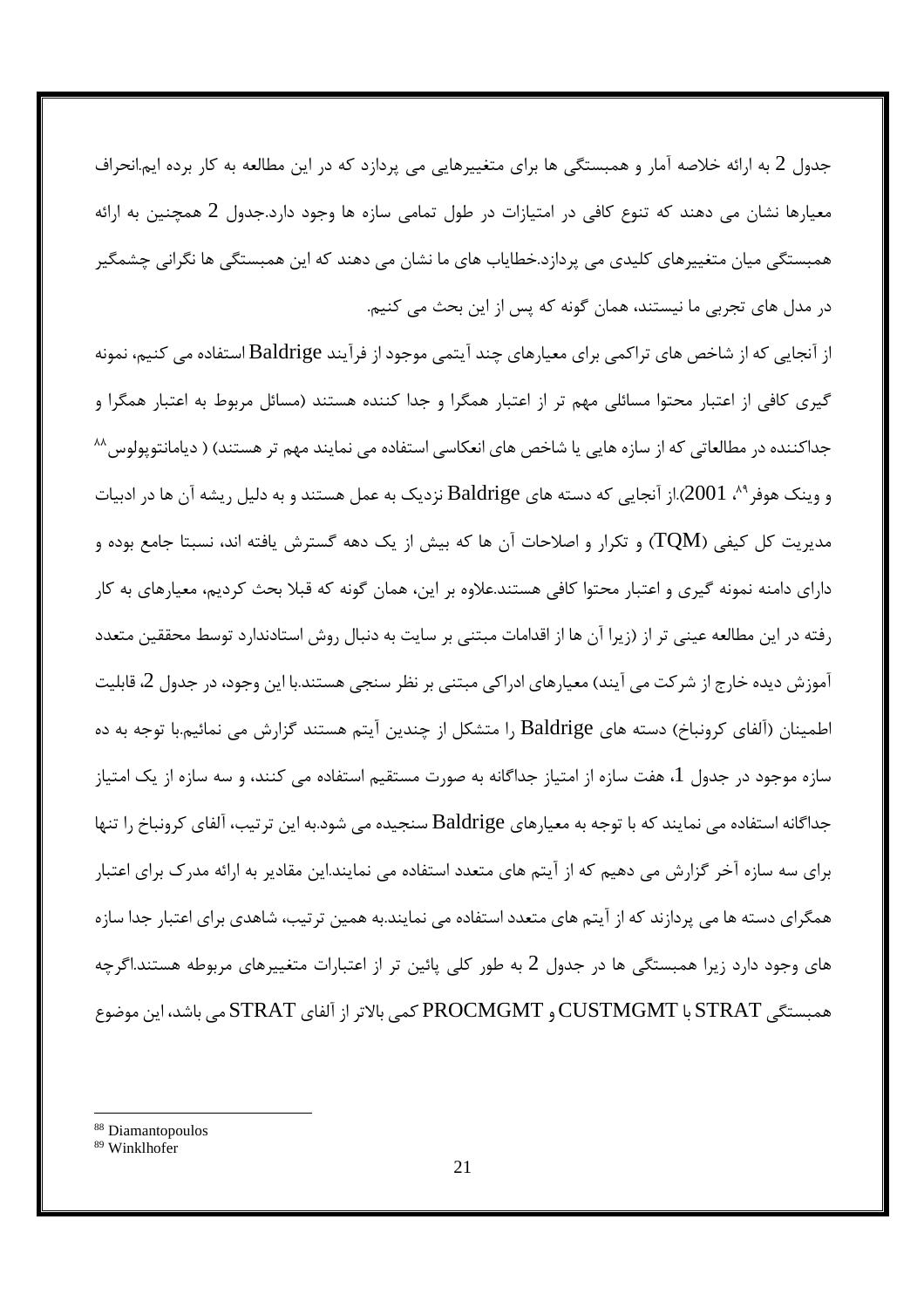جدول 2 به ارائه خلاصه آمار و همبستگی ها برای متغییرهایی می پردازد که در این مطالعه به کار برده ایم.انحراف معیارها نشان می دهند که تنوع کافی در امتیازات در طول تمامی سازه ها وجود دارد.جدول 2 همچنین به ارائه همبستگی میان متغییرهای کلیدی می پردازد.خطایاب های ما نشان می دهند که این همبستگی ها نگرانی چشمگیر در مدل های تجربی ما نیستند، همان گونه که پس از این بحث می کنیم.

از آنجایی که از شاخص های تراکمی برای معیارهای چند آیتمی موجود از فرآیند Baldrige استفاده می کنیم، نمونه گیری کافی از اعتبار محتوا مسائلی مهم تر از اعتبار همگرا و جدا کننده هستند (مسائل مربوط به اعتبار همگرا و جداکننده در مطالعاتی که از سازه هایی یا شاخص های انعکاسی استفاده می نمایند مهم تر هستند) ( دیامانتوپولوس[88] و وینک هوفر[89]، 2001).از آنجایی که دسته های Baldrige نزدیک به عمل هستند و به دلیل ریشه آن ها در ادبیات مدیریت کل کیفی (TQM) و تکرار و اصلاحات آن ها که بیش از یک دهه گسترش یافته اند، نسبتا جامع بوده و دارای دامنه نمونه گیری و اعتبار محتوا کافی هستند.علاوه بر این، همان گونه که قبلا بحث کردیم، معیارهای به کار رفته در این مطالعه عینی تر از (زیرا آن ها از اقدامات مبتنی بر سایت به دنبال روش استادندارد توسط محققین متعدد آموزش دیده خارج از شرکت می آیند) معیارهای ادراکی مبتنی بر نظر سنجی هستند.با این وجود، در جدول 2، قابلیت اطمینان (آلفای کرونباخ) دسته های Baldrige را متشکل از چندین آیتم هستند گزارش می نمائیم.با توجه به ده سازه موجود در جدول 1، هفت سازه از امتیاز جداگانه به صورت مستقیم استفاده می کنند، و سه سازه از یک امتیاز جداگانه استفاده می نمایند که با توجه به معیارهای Baldrige سنجیده می شود.به این ترتیب، آلفای کرونباخ را تنها برای سه سازه آخر گزارش می دهیم که از آیتم های متعدد استفاده می نمایند.این مقادیر به ارائه مدرک برای اعتبار همگرای دسته ها می پردازند که از آیتم های متعدد استفاده می نمایند.به همین ترتیب، شاهدی برای اعتبار جدا سازه های وجود دارد زیرا همبستگی ها در جدول 2 به طور کلی پائین تر از اعتبارات متغییرهای مربوطه هستند.اگرچه همبستگی STRAT با CUSTMGMT و PROCMGMT کمی بالاتر از آلفای STRAT می باشد، این موضوع

---

[88] Diamantopoulos

[89] Winklhofer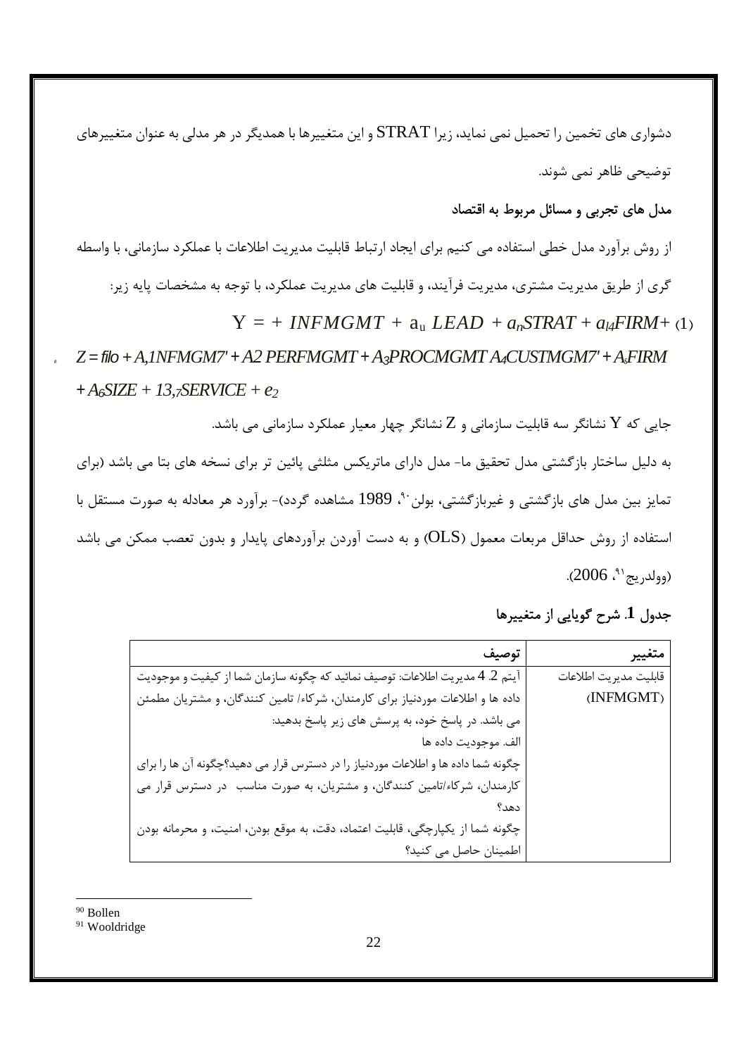دشواری های تخمین را تحمیل نمی نماید، زیرا STRAT و این متغییرها با همدیگر در هر مدلی به عنوان متغییرهای توضیحی ظاهر نمی شوند.

**مدل های تجربی و مسائل مربوط به اقتصاد**

از روش برآورد مدل خطی استفاده می کنیم برای ایجاد ارتباط قابلیت مدیریت اطلاعات با عملکرد سازمانی، با واسطه گری از طریق مدیریت مشتری، مدیریت فرآیند، و قابلیت های مدیریت عملکرد، با توجه به مشخصات پایه زیر:

$$Y = + INFMGMT + a_u\ LEAD + a_n STRAT + a_{l4} FIRM + \quad (1)$$

$$Z = filo + A,1NFMGM7' + A2\ PERFMGMT + A_3 PROCMGMT\ A_4 CUSTMGM7' + A_5 FIRM + A_6 SIZE + 13,_7 SERVICE + e_2$$

جایی که Y نشانگر سه قابلیت سازمانی و Z نشانگر چهار معیار عملکرد سازمانی می باشد.

به دلیل ساختار بازگشتی مدل تحقیق ما- مدل دارای ماتریکس مثلثی پائین تر برای نسخه های بتا می باشد (برای تمایز بین مدل های بازگشتی و غیربازگشتی، بولن[90]، 1989 مشاهده گردد)- برآورد هر معادله به صورت مستقل با استفاده از روش حداقل مربعات معمول (OLS) و به دست آوردن برآوردهای پایدار و بدون تعصب ممکن می باشد (وولدریج[91]، 2006).

**جدول 1. شرح گویایی از متغییرها**

| متغییر | توصیف |
|---|---|
| قابلیت مدیریت اطلاعات (INFMGMT) | آیتم 2. 4 مدیریت اطلاعات: توصیف نمائید که چگونه سازمان شما از کیفیت و موجودیت داده ها و اطلاعات موردنیاز برای کارمندان، شرکاء/ تامین کنندگان، و مشتریان مطمئن می باشد. در پاسخ خود، به پرسش های زیر پاسخ بدهید: الف. موجودیت داده ها چگونه شما داده ها و اطلاعات موردنیاز را در دسترس قرار می دهید؟چگونه آن ها را برای کارمندان، شرکاء/تامین کنندگان، و مشتریان، به صورت مناسب در دسترس قرار می دهد؟ چگونه شما از یکپارچگی، قابلیت اعتماد، دقت، به موقع بودن، امنیت، و محرمانه بودن اطمینان حاصل می کنید؟ |

[90] Bollen

[91] Wooldridge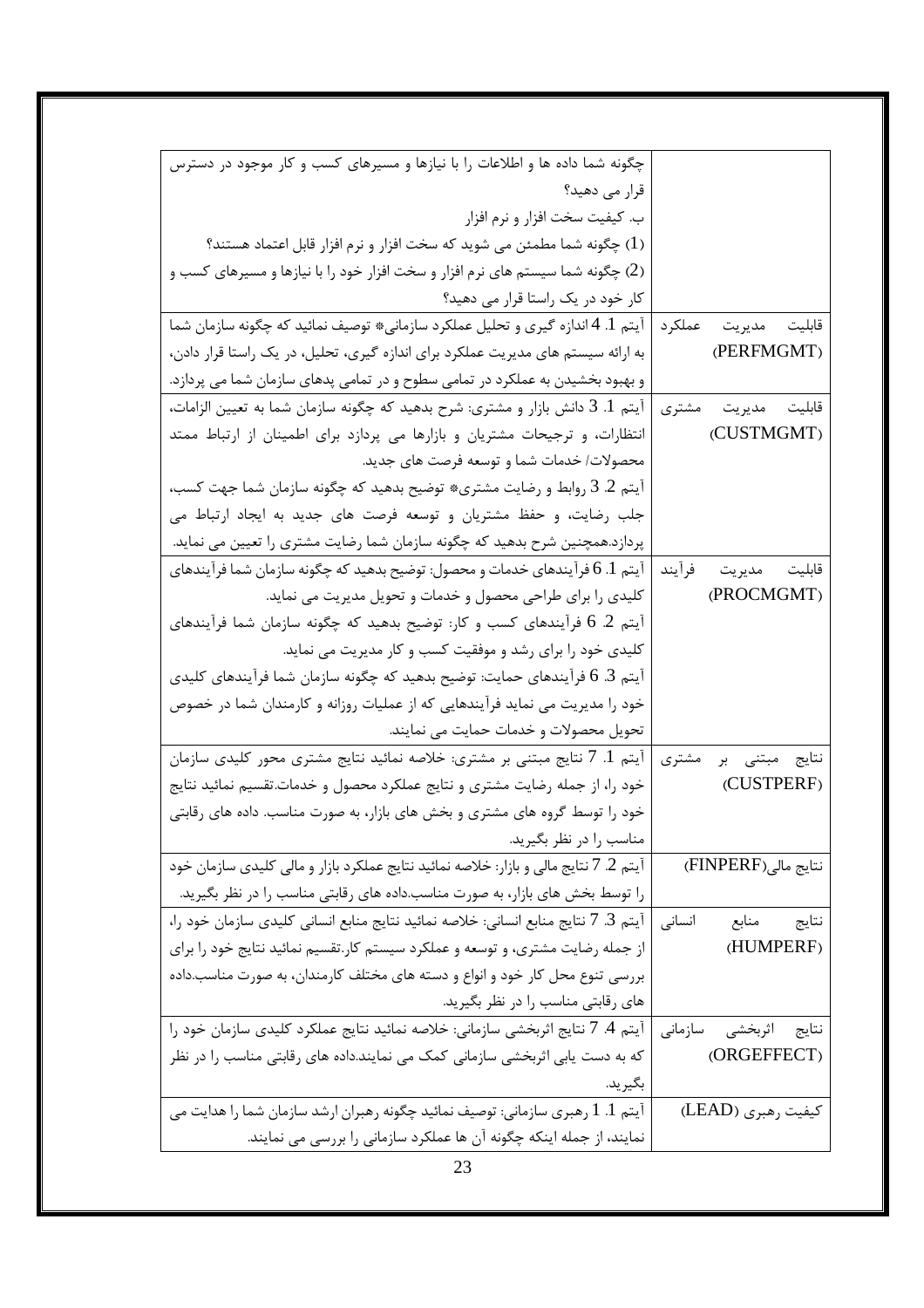| | |
|---|---|
| | چگونه شما داده ها و اطلاعات را با نیازها و مسیرهای کسب و کار موجود در دسترس قرار می دهید؟<br>ب. کیفیت سخت افزار و نرم افزار<br>(1) چگونه شما مطمئن می شوید که سخت افزار و نرم افزار قابل اعتماد هستند؟<br>(2) چگونه شما سیستم های نرم افزار و سخت افزار خود را با نیازها و مسیرهای کسب و کار خود در یک راستا قرار می دهید؟ |
| قابلیت مدیریت عملکرد (PERFMGMT) | آیتم 1. 4 اندازه گیری و تحلیل عملکرد سازمانی* توصیف نمائید که چگونه سازمان شما به ارائه سیستم های مدیریت عملکرد برای اندازه گیری، تحلیل، در یک راستا قرار دادن، و بهبود بخشیدن به عملکرد در تمامی سطوح و در تمامی پدهای سازمان شما می پردازد. |
| قابلیت مدیریت مشتری (CUSTMGMT) | آیتم 1. 3 دانش بازار و مشتری: شرح بدهید که چگونه سازمان شما به تعیین الزامات، انتظارات، و ترجیحات مشتریان و بازارها می پردازد برای اطمینان از ارتباط ممتد محصولات/ خدمات شما و توسعه فرصت های جدید.<br>آیتم 2. 3 روابط و رضایت مشتری* توضیح بدهید که چگونه سازمان شما جهت کسب، جلب رضایت، و حفظ مشتریان و توسعه فرصت های جدید به ایجاد ارتباط می پردازد.همچنین شرح بدهید که چگونه سازمان شما رضایت مشتری را تعیین می نماید. |
| قابلیت مدیریت فرآیند (PROCMGMT) | آیتم 1. 6 فرآیندهای خدمات و محصول: توضیح بدهید که چگونه سازمان شما فرآیندهای کلیدی را برای طراحی محصول و خدمات و تحویل مدیریت می نماید.<br>آیتم 2. 6 فرآیندهای کسب و کار: توضیح بدهید که چگونه سازمان شما فرآیندهای کلیدی خود را برای رشد و موفقیت کسب و کار مدیریت می نماید.<br>آیتم 3. 6 فرآیندهای حمایت: توضیح بدهید که چگونه سازمان شما فرآیندهای کلیدی خود را مدیریت می نماید فرآیندهایی که از عملیات روزانه و کارمندان شما در خصوص تحویل محصولات و خدمات حمایت می نمایند. |
| نتایج مبتنی بر مشتری (CUSTPERF) | آیتم 1. 7 نتایج مبتنی بر مشتری: خلاصه نمائید نتایج مشتری محور کلیدی سازمان خود را، از جمله رضایت مشتری و نتایج عملکرد محصول و خدمات.تقسیم نمائید نتایج خود را توسط گروه های مشتری و بخش های بازار، به صورت مناسب. داده های رقابتی مناسب را در نظر بگیرید. |
| نتایج مالی(FINPERF) | آیتم 2. 7 نتایج مالی و بازار: خلاصه نمائید نتایج عملکرد بازار و مالی کلیدی سازمان خود را توسط بخش های بازار، به صورت مناسب.داده های رقابتی مناسب را در نظر بگیرید. |
| نتایج منابع انسانی (HUMPERF) | آیتم 3. 7 نتایج منابع انسانی: خلاصه نمائید نتایج منابع انسانی کلیدی سازمان خود را، از جمله رضایت مشتری، و توسعه و عملکرد سیستم کار.تقسیم نمائید نتایج خود را برای بررسی تنوع محل کار خود و انواع و دسته های مختلف کارمندان، به صورت مناسب.داده های رقابتی مناسب را در نظر بگیرید. |
| نتایج اثربخشی سازمانی (ORGEFFECT) | آیتم 4. 7 نتایج اثربخشی سازمانی: خلاصه نمائید نتایج عملکرد کلیدی سازمان خود را که به دست یابی اثربخشی سازمانی کمک می نمایند.داده های رقابتی مناسب را در نظر بگیرید. |
| کیفیت رهبری (LEAD) | آیتم 1. 1 رهبری سازمانی: توصیف نمائید چگونه رهبران ارشد سازمان شما را هدایت می نمایند، از جمله اینکه چگونه آن ها عملکرد سازمانی را بررسی می نمایند. |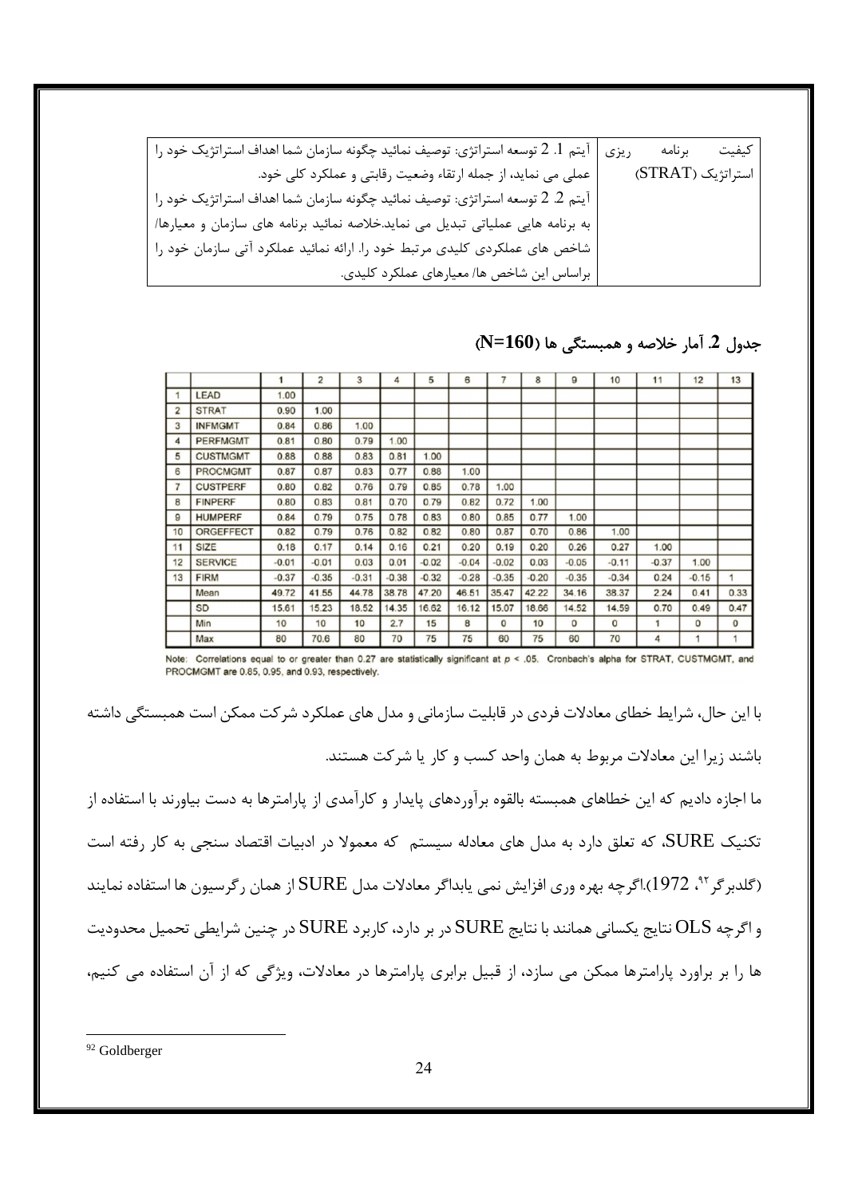| کیفیت برنامه ریزی استراتژیک (STRAT) | آیتم 1. 2 توسعه استراتژی: توصیف نمائید چگونه سازمان شما اهداف استراتژیک خود را عملی می نماید، از جمله ارتقاء وضعیت رقابتی و عملکرد کلی خود. آیتم 2. 2 توسعه استراتژی: توصیف نمائید چگونه سازمان شما اهداف استراتژیک خود را به برنامه هایی عملیاتی تبدیل می نماید.خلاصه نمائید برنامه های سازمان و معیارها/ شاخص های عملکردی کلیدی مرتبط خود را. ارائه نمائید عملکرد آتی سازمان خود را براساس این شاخص ها/ معیارهای عملکرد کلیدی. |
|---|---|

**جدول 2. آمار خلاصه و همبستگی ها (N=160)**

| | | 1 | 2 | 3 | 4 | 5 | 6 | 7 | 8 | 9 | 10 | 11 | 12 | 13 |
|---|---|---|---|---|---|---|---|---|---|---|---|---|---|---|
| 1 | LEAD | 1.00 | | | | | | | | | | | | |
| 2 | STRAT | 0.90 | 1.00 | | | | | | | | | | | |
| 3 | INFMGMT | 0.84 | 0.86 | 1.00 | | | | | | | | | | |
| 4 | PERFMGMT | 0.81 | 0.80 | 0.79 | 1.00 | | | | | | | | | |
| 5 | CUSTMGMT | 0.88 | 0.88 | 0.83 | 0.81 | 1.00 | | | | | | | | |
| 6 | PROCMGMT | 0.87 | 0.87 | 0.83 | 0.77 | 0.88 | 1.00 | | | | | | | |
| 7 | CUSTPERF | 0.80 | 0.82 | 0.76 | 0.79 | 0.85 | 0.78 | 1.00 | | | | | | |
| 8 | FINPERF | 0.80 | 0.83 | 0.81 | 0.70 | 0.79 | 0.82 | 0.72 | 1.00 | | | | | |
| 9 | HUMPERF | 0.84 | 0.79 | 0.75 | 0.78 | 0.83 | 0.80 | 0.85 | 0.77 | 1.00 | | | | |
| 10 | ORGEFFECT | 0.82 | 0.79 | 0.76 | 0.82 | 0.82 | 0.80 | 0.87 | 0.70 | 0.86 | 1.00 | | | |
| 11 | SIZE | 0.18 | 0.17 | 0.14 | 0.16 | 0.21 | 0.20 | 0.19 | 0.20 | 0.26 | 0.27 | 1.00 | | |
| 12 | SERVICE | -0.01 | -0.01 | 0.03 | 0.01 | -0.02 | -0.04 | -0.02 | 0.03 | -0.05 | -0.11 | -0.37 | 1.00 | |
| 13 | FIRM | -0.37 | -0.35 | -0.31 | -0.38 | -0.32 | -0.28 | -0.35 | -0.20 | -0.35 | -0.34 | 0.24 | -0.15 | 1 |
| | Mean | 49.72 | 41.55 | 44.78 | 38.78 | 47.20 | 46.51 | 35.47 | 42.22 | 34.16 | 38.37 | 2.24 | 0.41 | 0.33 |
| | SD | 15.61 | 15.23 | 18.52 | 14.35 | 16.62 | 16.12 | 15.07 | 18.66 | 14.52 | 14.59 | 0.70 | 0.49 | 0.47 |
| | Min | 10 | 10 | 10 | 2.7 | 15 | 8 | 0 | 10 | 0 | 0 | 1 | 0 | 0 |
| | Max | 80 | 70.6 | 80 | 70 | 75 | 75 | 60 | 75 | 60 | 70 | 4 | 1 | 1 |

Note: Correlations equal to or greater than 0.27 are statistically significant at $p < .05$. Cronbach's alpha for STRAT, CUSTMGMT, and PROCMGMT are 0.85, 0.95, and 0.93, respectively.

با این حال، شرایط خطای معادلات فردی در قابلیت سازمانی و مدل های عملکرد شرکت ممکن است همبستگی داشته باشند زیرا این معادلات مربوط به همان واحد کسب و کار یا شرکت هستند.

ما اجازه دادیم که این خطاهای همبسته بالقوه برآوردهای پایدار و کارآمدی از پارامترها به دست بیاورند با استفاده از تکنیک SURE، که تعلق دارد به مدل های معادله سیستم که معمولا در ادبیات اقتصاد سنجی به کار رفته است (گلدبرگر[92]، 1972).اگرچه بهره وری افزایش نمی یابداگر معادلات مدل SURE از همان رگرسیون ها استفاده نمایند و اگرچه OLS نتایج یکسانی همانند با نتایج SURE در بر دارد، کاربرد SURE در چنین شرایطی تحمیل محدودیت ها را بر براورد پارامترها ممکن می سازد، از قبیل برابری پارامترها در معادلات، ویژگی که از آن استفاده می کنیم،

[92] Goldberger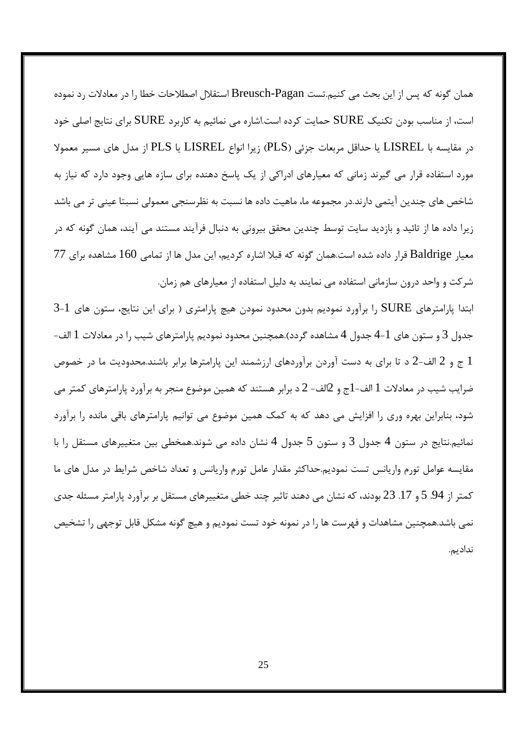همان گونه که پس از این بحث می کنیم.تست Breusch-Pagan استقلال اصطلاحات خطا را در معادلات رد نموده است، از مناسب بودن تکنیک SURE حمایت کرده است.اشاره می نمائیم به کاربرد SURE برای نتایج اصلی خود در مقایسه با LISREL یا حداقل مربعات جزئی (PLS) زیرا انواع LISREL یا PLS از مدل های مسیر معمولا مورد استفاده قرار می گیرند زمانی که معیارهای ادراکی از یک پاسخ دهنده برای سازه هایی وجود دارد که نیاز به شاخص های چندین آیتمی دارند.در مجموعه ما، ماهیت داده ها نسبت به نظرسنجی معمولی نسبتا عینی تر می باشد زیرا داده ها از تائید و بازدید سایت توسط چندین محقق بیرونی به دنبال فرآیند مستند می آیند، همان گونه که در معیار Baldrige قرار داده شده است.همان گونه که قبلا اشاره کردیم، این مدل ها از تمامی 160 مشاهده برای 77 شرکت و واحد درون سازمانی استفاده می نمایند به دلیل استفاده از معیارهای هم زمان.

ابتدا پارامترهای SURE را برآورد نمودیم بدون محدود نمودن هیچ پارامتری ( برای این نتایج، ستون های 1-3 جدول 3 و ستون های 1-4 جدول 4 مشاهده گردد).همچنین محدود نمودیم پارامترهای شیب را در معادلات 1 الف-1 ج و 2 الف-2 د تا برای به دست آوردن برآوردهای ارزشمند این پارامترها برابر باشند.محدودیت ما در خصوص ضرایب شیب در معادلات 1 الف-1ج و 2الف- 2 د برابر هستند که همین موضوع منجر به برآورد پارامترهای کمتر می شود، بنابراین بهره وری را افزایش می دهد که به کمک همین موضوع می توانیم پارامترهای باقی مانده را برآورد نمائیم.نتایج در ستون 4 جدول 3 و ستون 5 جدول 4 نشان داده می شوند.همخطی بین متغییرهای مستقل را با مقایسه عوامل تورم واریانس تست نمودیم.حداکثر مقدار عامل تورم واریانس و تعداد شاخص شرایط در مدل های ما کمتر از 94. 5 و 17. 23 بودند، که نشان می دهند تاثیر چند خطی متغییرهای مستقل بر برآورد پارامتر مسئله جدی نمی باشد.همچنین مشاهدات و فهرست ها را در نمونه خود تست نمودیم و هیچ گونه مشکل قابل توجهی را تشخیص ندادیم.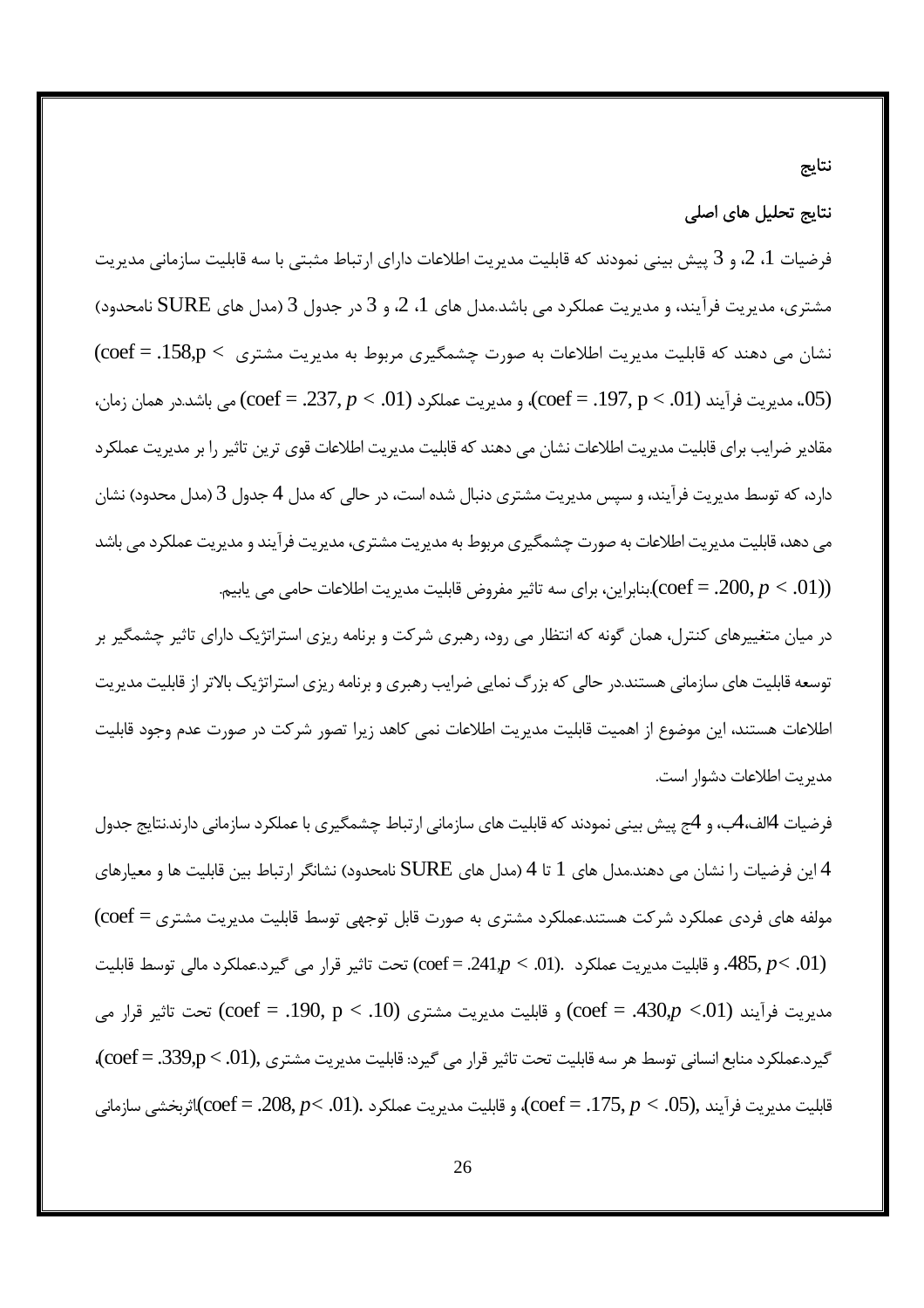## نتایج

### نتایج تحلیل های اصلی

فرضیات 1، 2، و 3 پیش بینی نمودند که قابلیت مدیریت اطلاعات دارای ارتباط مثبتی با سه قابلیت سازمانی مدیریت مشتری، مدیریت فرآیند، و مدیریت عملکرد می باشد.مدل های 1، 2، و 3 در جدول 3 (مدل های SURE نامحدود) نشان می دهند که قابلیت مدیریت اطلاعات به صورت چشمگیری مربوط به مدیریت مشتری (coef = .158, $p < .05$)، مدیریت فرآیند (coef = .197, $p < .01$)، و مدیریت عملکرد (coef = .237, $p < .01$) می باشد.در همان زمان، مقادیر ضرایب برای قابلیت مدیریت اطلاعات نشان می دهند که قابلیت مدیریت اطلاعات قوی ترین تاثیر را بر مدیریت عملکرد دارد، که توسط مدیریت فرآیند، و سپس مدیریت مشتری دنبال شده است، در حالی که مدل 4 جدول 3 (مدل محدود) نشان می دهد، قابلیت مدیریت اطلاعات به صورت چشمگیری مربوط به مدیریت مشتری، مدیریت فرآیند و مدیریت عملکرد می باشد ((coef = .200, $p < .01$)).بنابراین، برای سه تاثیر مفروض قابلیت مدیریت اطلاعات حامی می یابیم.

در میان متغییرهای کنترل، همان گونه که انتظار می رود، رهبری شرکت و برنامه ریزی استراتژیک دارای تاثیر چشمگیر بر توسعه قابلیت های سازمانی هستند.در حالی که بزرگ نمایی ضرایب رهبری و برنامه ریزی استراتژیک بالاتر از قابلیت مدیریت اطلاعات هستند، این موضوع از اهمیت قابلیت مدیریت اطلاعات نمی کاهد زیرا تصور شرکت در صورت عدم وجود قابلیت مدیریت اطلاعات دشوار است.

فرضیات 4الف،4ب، و 4ج پیش بینی نمودند که قابلیت های سازمانی ارتباط چشمگیری با عملکرد سازمانی دارند.نتایج جدول 4 این فرضیات را نشان می دهند.مدل های 1 تا 4 (مدل های SURE نامحدود) نشانگر ارتباط بین قابلیت ها و معیارهای مولفه های فردی عملکرد شرکت هستند.عملکرد مشتری به صورت قابل توجهی توسط قابلیت مدیریت مشتری (coef = .485, $p < .01$)، و قابلیت مدیریت عملکرد (coef = .241, $p < .01$) تحت تاثیر قرار می گیرد.عملکرد مالی توسط قابلیت مدیریت فرآیند (coef = .430, $p < .01$) و قابلیت مدیریت مشتری (coef = .190, $p < .10$) تحت تاثیر قرار می گیرد.عملکرد منابع انسانی توسط هر سه قابلیت تحت تاثیر قرار می گیرد: قابلیت مدیریت مشتری (coef = .339, $p < .01$)، قابلیت مدیریت فرآیند (coef = .175, $p < .05$)، و قابلیت مدیریت عملکرد (coef = .208, $p < .01$).اثربخشی سازمانی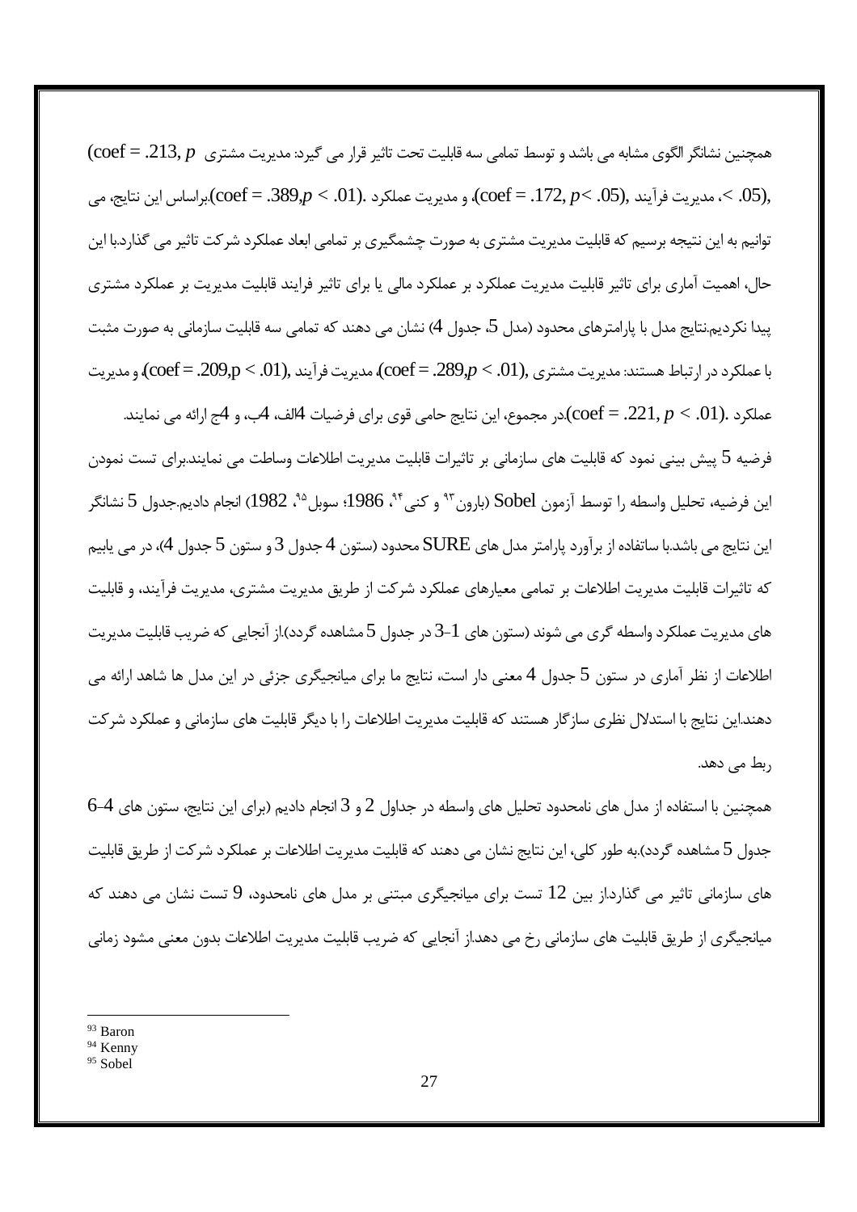همچنین نشانگر الگوی مشابه می باشد و توسط تمامی سه قابلیت تحت تاثیر قرار می گیرد: مدیریت مشتری ($coef = .213, p < .05$)، مدیریت فرآیند ($coef = .172, p < .05$)، و مدیریت عملکرد ($coef = .389, p < .01$).براساس این نتایج، می توانیم به این نتیجه برسیم که قابلیت مدیریت مشتری به صورت چشمگیری بر تمامی ابعاد عملکرد شرکت تاثیر می گذارد.با این حال، اهمیت آماری برای تاثیر قابلیت مدیریت عملکرد بر عملکرد مالی یا برای تاثیر فرایند قابلیت مدیریت بر عملکرد مشتری پیدا نکردیم.نتایج مدل با پارامترهای محدود (مدل 5، جدول 4) نشان می دهند که تمامی سه قابلیت سازمانی به صورت مثبت با عملکرد در ارتباط هستند: مدیریت مشتری ($coef = .289, p < .01$)، مدیریت فرآیند ($coef = .209, p < .01$)، و مدیریت عملکرد ($coef = .221, p < .01$).در مجموع، این نتایج حامی قوی برای فرضیات 4الف، 4ب، و 4ج ارائه می نمایند.

فرضیه 5 پیش بینی نمود که قابلیت های سازمانی بر تاثیرات قابلیت مدیریت اطلاعات وساطت می نمایند.برای تست نمودن این فرضیه، تحلیل واسطه را توسط آزمون Sobel (بارون[93] و کنی[94]، 1986؛ سوبل[95]، 1982) انجام دادیم.جدول 5 نشانگر این نتایج می باشد.با ساتفاده از برآورد پارامتر مدل های SURE محدود (ستون 4 جدول 3 و ستون 5 جدول 4)، در می یابیم که تاثیرات قابلیت مدیریت اطلاعات بر تمامی معیارهای عملکرد شرکت از طریق مدیریت مشتری، مدیریت فرآیند، و قابلیت های مدیریت عملکرد واسطه گری می شوند (ستون های 1-3 در جدول 5 مشاهده گردد).از آنجایی که ضریب قابلیت مدیریت اطلاعات از نظر آماری در ستون 5 جدول 4 معنی دار است، نتایج ما برای میانجیگری جزئی در این مدل ها شاهد ارائه می دهند.این نتایج با استدلال نظری سازگار هستند که قابلیت مدیریت اطلاعات را با دیگر قابلیت های سازمانی و عملکرد شرکت ربط می دهد.

همچنین با استفاده از مدل های نامحدود تحلیل های واسطه در جداول 2 و 3 انجام دادیم (برای این نتایج، ستون های 4-6 جدول 5 مشاهده گردد).به طور کلی، این نتایج نشان می دهند که قابلیت مدیریت اطلاعات بر عملکرد شرکت از طریق قابلیت های سازمانی تاثیر می گذارد.از بین 12 تست برای میانجیگری مبتنی بر مدل های نامحدود، 9 تست نشان می دهند که میانجیگری از طریق قابلیت های سازمانی رخ می دهد.از آنجایی که ضریب قابلیت مدیریت اطلاعات بدون معنی مشود زمانی

---

[93] Baron
[94] Kenny
[95] Sobel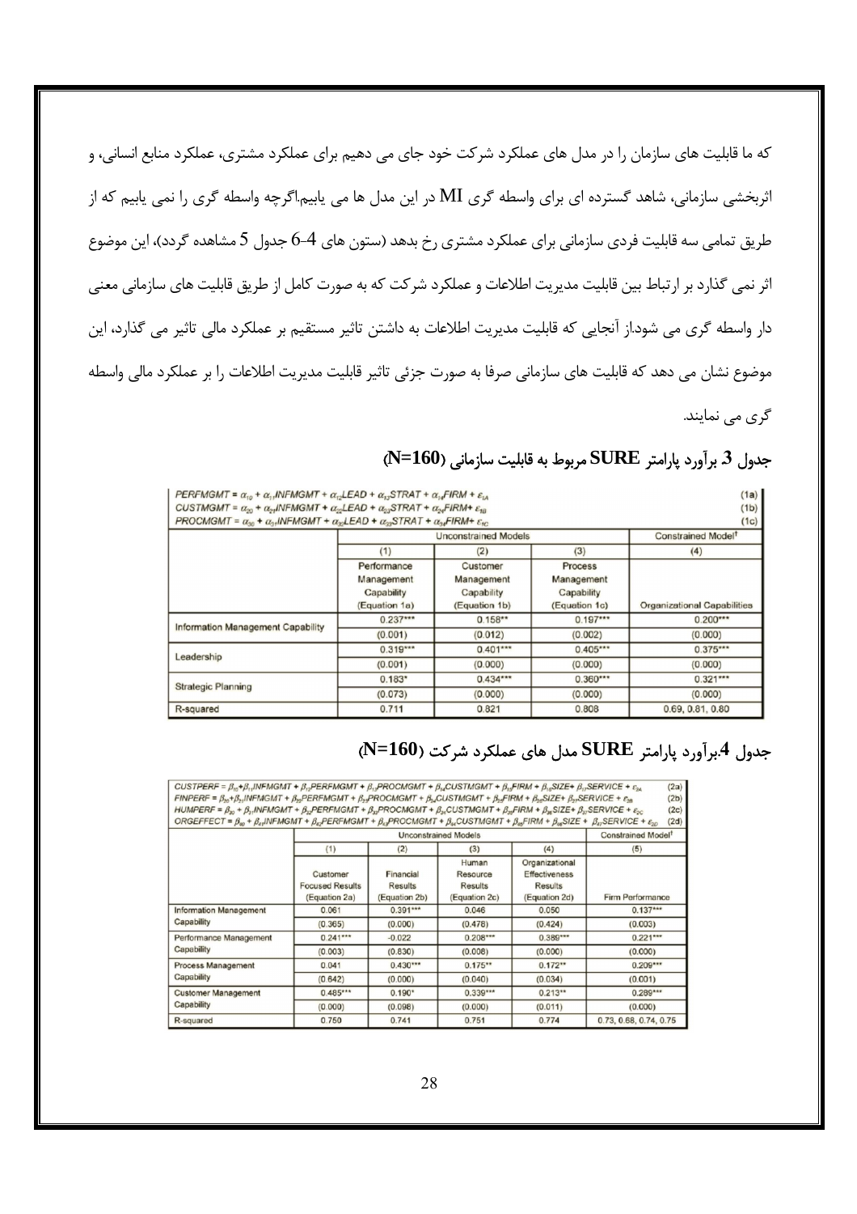که ما قابلیت های سازمان را در مدل های عملکرد شرکت خود جای می دهیم برای عملکرد مشتری، عملکرد منابع انسانی، و اثربخشی سازمانی، شاهد گسترده ای برای واسطه گری MI در این مدل ها می یابیم.اگرچه واسطه گری را نمی یابیم که از طریق تمامی سه قابلیت فردی سازمانی برای عملکرد مشتری رخ بدهد (ستون های 4-6 جدول 5 مشاهده گردد)، این موضوع اثر نمی گذارد بر ارتباط بین قابلیت مدیریت اطلاعات و عملکرد شرکت که به صورت کامل از طریق قابلیت های سازمانی معنی دار واسطه گری می شود.از آنجایی که قابلیت مدیریت اطلاعات به داشتن تاثیر مستقیم بر عملکرد مالی تاثیر می گذارد، این موضوع نشان می دهد که قابلیت های سازمانی صرفا به صورت جزئی تاثیر قابلیت مدیریت اطلاعات را بر عملکرد مالی واسطه گری می نمایند.

## جدول 3 برآورد پارامتر SURE مربوط به قابلیت سازمانی (N=160)

$$PERFMGMT = \alpha_{10} + \alpha_{11}INFMGMT + \alpha_{12}LEAD + \alpha_{13}STRAT + \alpha_{14}FIRM + \varepsilon_{1A} \quad (1a)$$
$$CUSTMGMT = \alpha_{20} + \alpha_{21}INFMGMT + \alpha_{22}LEAD + \alpha_{23}STRAT + \alpha_{24}FIRM + \varepsilon_{1B} \quad (1b)$$
$$PROCMGMT = \alpha_{30} + \alpha_{31}INFMGMT + \alpha_{32}LEAD + \alpha_{33}STRAT + \alpha_{34}FIRM + \varepsilon_{1C} \quad (1c)$$

| | Unconstrained Models | | | Constrained Model† |
|---|---|---|---|---|
| | (1) | (2) | (3) | (4) |
| | Performance Management Capability (Equation 1a) | Customer Management Capability (Equation 1b) | Process Management Capability (Equation 1c) | Organizational Capabilities |
| Information Management Capability | 0.237*** | 0.158** | 0.197*** | 0.200*** |
| | (0.001) | (0.012) | (0.002) | (0.000) |
| Leadership | 0.319*** | 0.401*** | 0.405*** | 0.375*** |
| | (0.001) | (0.000) | (0.000) | (0.000) |
| Strategic Planning | 0.183* | 0.434*** | 0.360*** | 0.321*** |
| | (0.073) | (0.000) | (0.000) | (0.000) |
| R-squared | 0.711 | 0.821 | 0.808 | 0.69, 0.81, 0.80 |

## جدول 4.برآورد پارامتر SURE مدل های عملکرد شرکت (N=160)

$$CUSTPERF = \beta_{10} + \beta_{11}INFMGMT + \beta_{12}PERFMGMT + \beta_{13}PROCMGMT + \beta_{14}CUSTMGMT + \beta_{15}FIRM + \beta_{16}SIZE + \beta_{17}SERVICE + \varepsilon_{2A} \quad (2a)$$
$$FINPERF = \beta_{20} + \beta_{21}INFMGMT + \beta_{22}PERFMGMT + \beta_{23}PROCMGMT + \beta_{24}CUSTMGMT + \beta_{25}FIRM + \beta_{26}SIZE + \beta_{27}SERVICE + \varepsilon_{2B} \quad (2b)$$
$$HUMPERF = \beta_{30} + \beta_{31}INFMGMT + \beta_{32}PERFMGMT + \beta_{33}PROCMGMT + \beta_{34}CUSTMGMT + \beta_{35}FIRM + \beta_{36}SIZE + \beta_{37}SERVICE + \varepsilon_{2C} \quad (2c)$$
$$ORGEFFECT = \beta_{40} + \beta_{41}INFMGMT + \beta_{42}PERFMGMT + \beta_{43}PROCMGMT + \beta_{44}CUSTMGMT + \beta_{45}FIRM + \beta_{46}SIZE + \beta_{47}SERVICE + \varepsilon_{2D} \quad (2d)$$

| | Unconstrained Models | | | | Constrained Model† |
|---|---|---|---|---|---|
| | (1) | (2) | (3) | (4) | (5) |
| | Customer Focused Results (Equation 2a) | Financial Results (Equation 2b) | Human Resource Results (Equation 2c) | Organizational Effectiveness Results (Equation 2d) | Firm Performance |
| Information Management Capability | 0.061 | 0.391*** | 0.046 | 0.050 | 0.137*** |
| | (0.365) | (0.000) | (0.478) | (0.424) | (0.003) |
| Performance Management Capability | 0.241*** | -0.022 | 0.208*** | 0.389*** | 0.221*** |
| | (0.003) | (0.830) | (0.008) | (0.000) | (0.000) |
| Process Management Capability | 0.041 | 0.430*** | 0.175** | 0.172** | 0.209*** |
| | (0.642) | (0.000) | (0.040) | (0.034) | (0.001) |
| Customer Management Capability | 0.485*** | 0.190* | 0.339*** | 0.213** | 0.289*** |
| | (0.000) | (0.098) | (0.000) | (0.011) | (0.000) |
| R-squared | 0.750 | 0.741 | 0.751 | 0.774 | 0.73, 0.68, 0.74, 0.75 |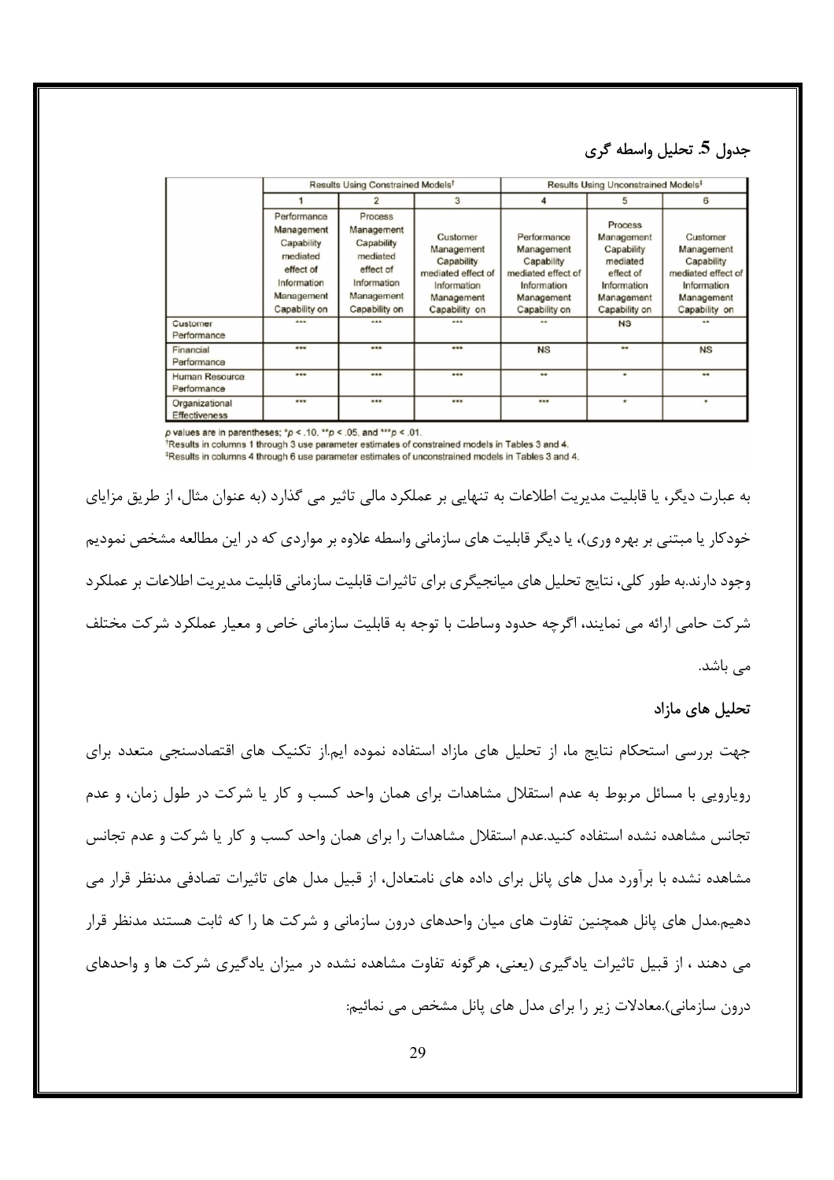### جدول 5. تحلیل واسطه گری

| | Results Using Constrained Models† | | | Results Using Unconstrained Models‡ | | |
|---|---|---|---|---|---|---|
| | 1 | 2 | 3 | 4 | 5 | 6 |
| | Performance Management Capability mediated effect of Information Management Capability on | Process Management Capability mediated effect of Information Management Capability on | Customer Management Capability mediated effect of Information Management Capability on | Performance Management Capability mediated effect of Information Management Capability on | Process Management Capability mediated effect of Information Management Capability on | Customer Management Capability mediated effect of Information Management Capability on |
| Customer Performance | *** | *** | *** | ** | NS | ** |
| Financial Performance | *** | *** | *** | NS | ** | NS |
| Human Resource Performance | *** | *** | *** | ** | * | ** |
| Organizational Effectiveness | *** | *** | *** | *** | * | * |

$p$ values are in parentheses; *$p < .10$, **$p < .05$, and ***$p < .01$.
†Results in columns 1 through 3 use parameter estimates of constrained models in Tables 3 and 4.
‡Results in columns 4 through 6 use parameter estimates of unconstrained models in Tables 3 and 4.

به عبارت دیگر، یا قابلیت مدیریت اطلاعات به تنهایی بر عملکرد مالی تاثیر می گذارد (به عنوان مثال، از طریق مزایای خودکار یا مبتنی بر بهره وری)، یا دیگر قابلیت های سازمانی واسطه علاوه بر مواردی که در این مطالعه مشخص نمودیم وجود دارند.به طور کلی، نتایج تحلیل های میانجیگری برای تاثیرات قابلیت سازمانی قابلیت مدیریت اطلاعات بر عملکرد شرکت حامی ارائه می نمایند، اگرچه حدود وساطت با توجه به قابلیت سازمانی خاص و معیار عملکرد شرکت مختلف می باشد.

### تحلیل های مازاد

جهت بررسی استحکام نتایج ما، از تحلیل های مازاد استفاده نموده ایم.از تکنیک های اقتصادسنجی متعدد برای رویارویی با مسائل مربوط به عدم استقلال مشاهدات برای همان واحد کسب و کار یا شرکت در طول زمان، و عدم تجانس مشاهده نشده استفاده کنید.عدم استقلال مشاهدات را برای همان واحد کسب و کار یا شرکت و عدم تجانس مشاهده نشده با برآورد مدل های پانل برای داده های نامتعادل، از قبیل مدل های تاثیرات تصادفی مدنظر قرار می دهیم.مدل های پانل همچنین تفاوت های میان واحدهای درون سازمانی و شرکت ها را که ثابت هستند مدنظر قرار می دهند ، از قبیل تاثیرات یادگیری (یعنی، هرگونه تفاوت مشاهده نشده در میزان یادگیری شرکت ها و واحدهای درون سازمانی).معادلات زیر را برای مدل های پانل مشخص می نمائیم: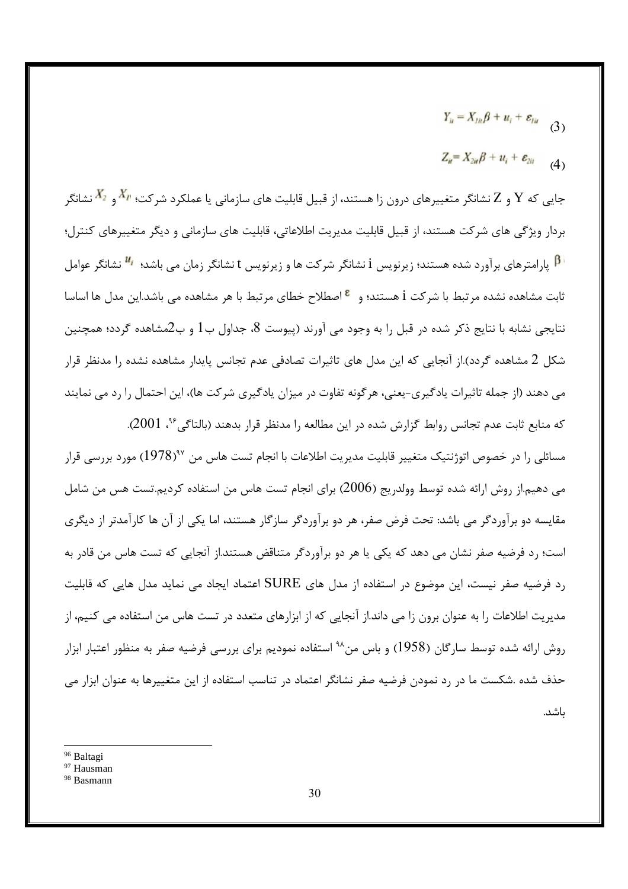$$Y_{it} = X_{1it}\beta + u_i + \varepsilon_{1it} \quad (3)$$

$$Z_{it} = X_{2it}\beta + u_i + \varepsilon_{2it} \quad (4)$$

جایی که Y و Z نشانگر متغییرهای درون زا هستند، از قبیل قابلیت های سازمانی یا عملکرد شرکت؛ $X_{1t}$ و $X_2$ نشانگر بردار ویژگی های شرکت هستند، از قبیل قابلیت مدیریت اطلاعاتی، قابلیت های سازمانی و دیگر متغییرهای کنترل؛ $\beta$ پارامترهای برآورد شده هستند؛ زیرنویس i نشانگر شرکت ها و زیرنویس t نشانگر زمان می باشد؛ $u_i$ نشانگر عوامل ثابت مشاهده نشده مرتبط با شرکت i هستند؛ و $\varepsilon$ اصطلاح خطای مرتبط با هر مشاهده می باشد.این مدل ها اساسا نتایجی نشابه با نتایج ذکر شده در قبل را به وجود می آورند (پیوست 8، جداول ب1 و ب2مشاهده گردد؛ همچنین شکل 2 مشاهده گردد).از آنجایی که این مدل های تاثیرات تصادفی عدم تجانس پایدار مشاهده نشده را مدنظر قرار می دهند (از جمله تاثیرات یادگیری-یعنی، هرگونه تفاوت در میزان یادگیری شرکت ها)، این احتمال را رد می نمایند که منابع ثابت عدم تجانس روابط گزارش شده در این مطالعه را مدنظر قرار بدهند (بالتاگی[96]، 2001).

مسائلی را در خصوص اتوژنتیک متغییر قابلیت مدیریت اطلاعات با انجام تست هاس من[97](1978) مورد بررسی قرار می دهیم.از روش ارائه شده توسط وولدریج (2006) برای انجام تست هاس من استفاده کردیم.تست هس من شامل مقایسه دو برآوردگر می باشد: تحت فرض صفر، هر دو برآوردگر سازگار هستند، اما یکی از آن ها کارآمدتر از دیگری است؛ رد فرضیه صفر نشان می دهد که یکی یا هر دو برآوردگر متناقض هستند.از آنجایی که تست هاس من قادر به رد فرضیه صفر نیست، این موضوع در استفاده از مدل های SURE اعتماد ایجاد می نماید مدل هایی که قابلیت مدیریت اطلاعات را به عنوان برون زا می داند.از آنجایی که از ابزارهای متعدد در تست هاس من استفاده می کنیم، از روش ارائه شده توسط سارگان (1958) و باس من[98] استفاده نمودیم برای بررسی فرضیه صفر به منظور اعتبار ابزار حذف شده .شکست ما در رد نمودن فرضیه صفر نشانگر اعتماد در تناسب استفاده از این متغییرها به عنوان ابزار می باشد.

---

[96] Baltagi
[97] Hausman
[98] Basmann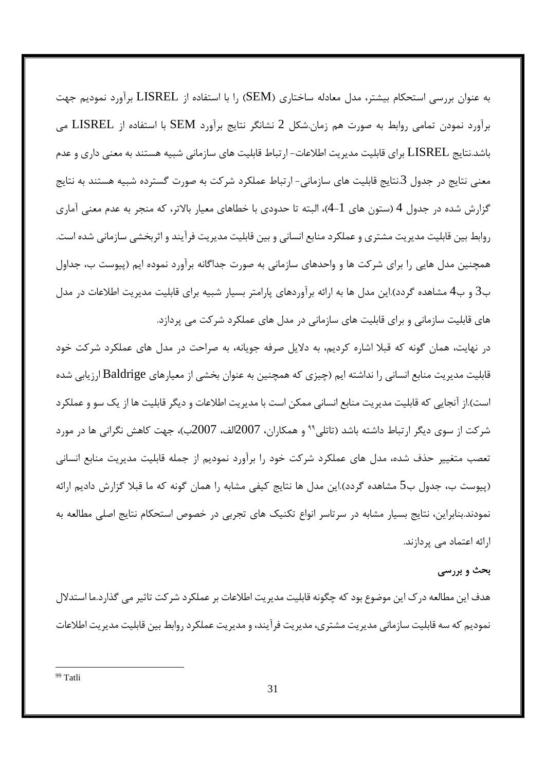به عنوان بررسی استحکام بیشتر، مدل معادله ساختاری (SEM) را با استفاده از LISREL برآورد نمودیم جهت برآورد نمودن تمامی روابط به صورت هم زمان.شکل 2 نشانگر نتایج برآورد SEM با استفاده از LISREL می باشد.نتایج LISREL برای قابلیت مدیریت اطلاعات- ارتباط قابلیت های سازمانی شبیه هستند به معنی داری و عدم معنی نتایج در جدول 3.نتایج قابلیت های سازمانی- ارتباط عملکرد شرکت به صورت گسترده شبیه هستند به نتایج گزارش شده در جدول 4 (ستون های 1-4)، البته تا حدودی با خطاهای معیار بالاتر، که منجر به عدم معنی آماری روابط بین قابلیت مدیریت مشتری و عملکرد منابع انسانی و بین قابلیت مدیریت فرآیند و اثربخشی سازمانی شده است. همچنین مدل هایی را برای شرکت ها و واحدهای سازمانی به صورت جداگانه برآورد نموده ایم (پیوست ب، جداول ب3 و ب4 مشاهده گردد).این مدل ها به ارائه برآوردهای پارامتر بسیار شبیه برای قابلیت مدیریت اطلاعات در مدل های قابلیت سازمانی و برای قابلیت های سازمانی در مدل های عملکرد شرکت می پردازد.

در نهایت، همان گونه که قبلا اشاره کردیم، به دلایل صرفه جویانه، به صراحت در مدل های عملکرد شرکت خود قابلیت مدیریت منابع انسانی را نداشته ایم (چیزی که همچنین به عنوان بخشی از معیارهای Baldrige ارزیابی شده است).از آنجایی که قابلیت مدیریت منابع انسانی ممکن است با مدیریت اطلاعات و دیگر قابلیت ها از یک سو و عملکرد شرکت از سوی دیگر ارتباط داشته باشد (تاتلی[99] و همکاران، 2007الف، 2007ب)، جهت کاهش نگرانی ها در مورد تعصب متغییر حذف شده، مدل های عملکرد شرکت خود را برآورد نمودیم از جمله قابلیت مدیریت منابع انسانی (پیوست ب، جدول ب5 مشاهده گردد).این مدل ها نتایج کیفی مشابه را همان گونه که ما قبلا گزارش دادیم ارائه نمودند.بنابراین، نتایج بسیار مشابه در سرتاسر انواع تکنیک های تجربی در خصوص استحکام نتایج اصلی مطالعه به ارائه اعتماد می پردازند.

### بحث و بررسی

هدف این مطالعه درک این موضوع بود که چگونه قابلیت مدیریت اطلاعات بر عملکرد شرکت تاثیر می گذارد.ما استدلال نمودیم که سه قابلیت سازمانی مدیریت مشتری، مدیریت فرآیند، و مدیریت عملکرد روابط بین قابلیت مدیریت اطلاعات

---

[99] Tatli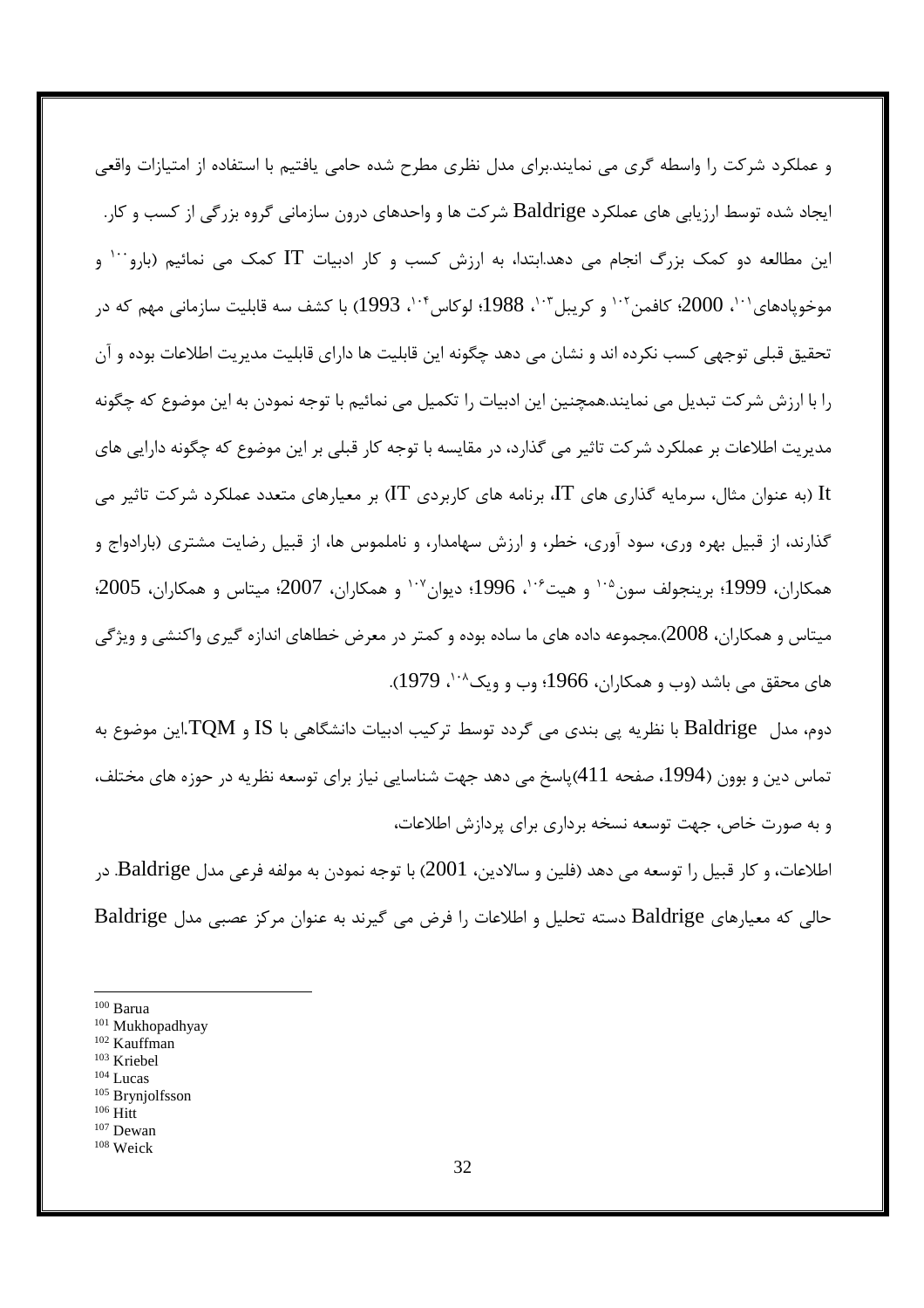و عملکرد شرکت را واسطه گری می نمایند.برای مدل نظری مطرح شده حامی یافتیم با استفاده از امتیازات واقعی ایجاد شده توسط ارزیابی های عملکرد Baldrige شرکت ها و واحدهای درون سازمانی گروه بزرگی از کسب و کار.

این مطالعه دو کمک بزرگ انجام می دهد.ابتدا، به ارزش کسب و کار ادبیات IT کمک می نمائیم (بارو[100] و موخوپادهای[101]، 2000؛ کافمن[102] و کریبل[103]، 1988؛ لوکاس[104]، 1993) با کشف سه قابلیت سازمانی مهم که در تحقیق قبلی توجهی کسب نکرده اند و نشان می دهد چگونه این قابلیت ها دارای قابلیت مدیریت اطلاعات بوده و آن را با ارزش شرکت تبدیل می نمایند.همچنین این ادبیات را تکمیل می نمائیم با توجه نمودن به این موضوع که چگونه مدیریت اطلاعات بر عملکرد شرکت تاثیر می گذارد، در مقایسه با توجه کار قبلی بر این موضوع که چگونه دارایی های It (به عنوان مثال، سرمایه گذاری های IT، برنامه های کاربردی IT) بر معیارهای متعدد عملکرد شرکت تاثیر می گذارند، از قبیل بهره وری، سود آوری، خطر، و ارزش سهامدار، و ناملموس ها، از قبیل رضایت مشتری (بارادواج و همکاران، 1999؛ برینجولف سون[105] و هیت[106]، 1996؛ دیوان[107] و همکاران، 2007؛ میتاس و همکاران، 2005؛ میتاس و همکاران، 2008).مجموعه داده های ما ساده بوده و کمتر در معرض خطاهای اندازه گیری واکنشی و ویژگی های محقق می باشد (وب و همکاران، 1966؛ وب و ویک[108]، 1979).

دوم، مدل Baldrige با نظریه پی بندی می گردد توسط ترکیب ادبیات دانشگاهی با IS و TQM.این موضوع به تماس دین و بوون (1994، صفحه 411)پاسخ می دهد جهت شناسایی نیاز برای توسعه نظریه در حوزه های مختلف، و به صورت خاص، جهت توسعه نسخه برداری برای پردازش اطلاعات،

اطلاعات، و کار قبیل را توسعه می دهد (فلین و سالادین، 2001) با توجه نمودن به مولفه فرعی مدل Baldrige. در حالی که معیارهای Baldrige دسته تحلیل و اطلاعات را فرض می گیرند به عنوان مرکز عصبی مدل Baldrige

---

[100] Barua
[101] Mukhopadhyay
[102] Kauffman
[103] Kriebel
[104] Lucas
[105] Brynjolfsson
[106] Hitt
[107] Dewan
[108] Weick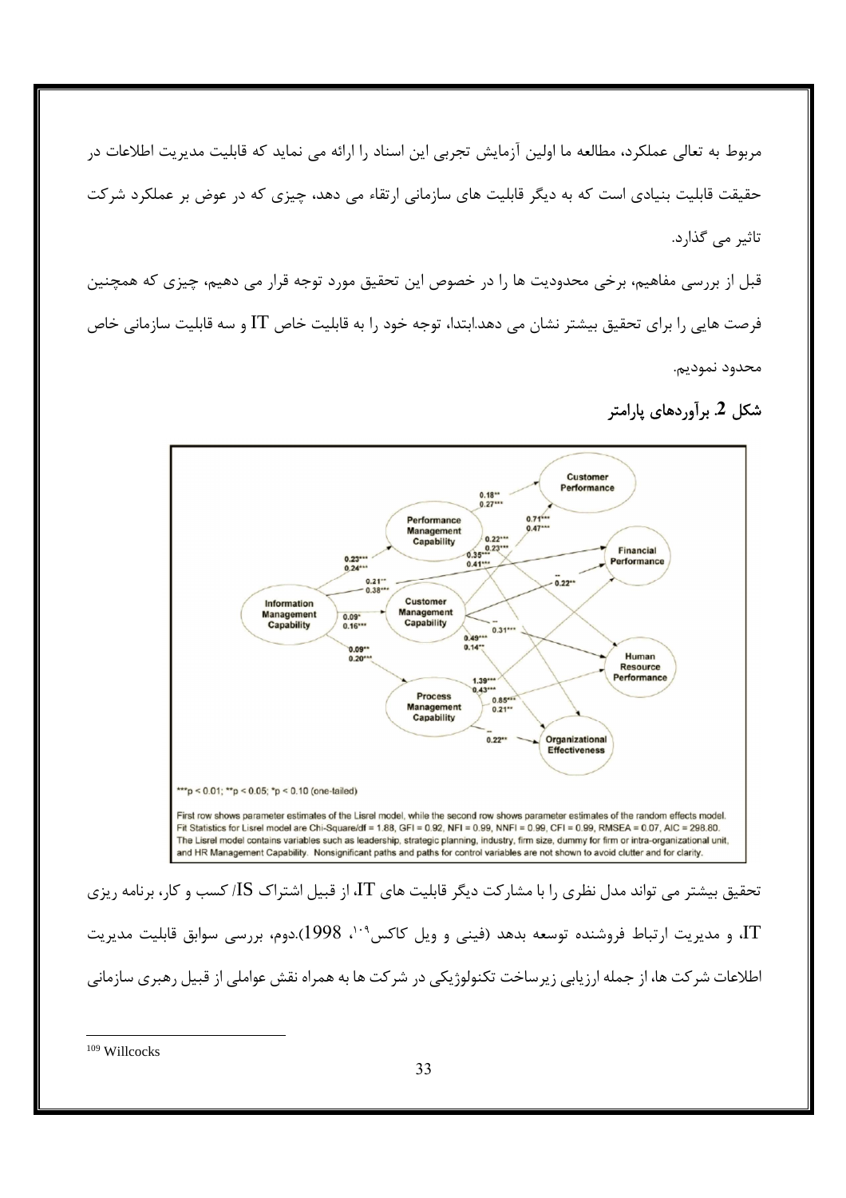مربوط به تعالی عملکرد، مطالعه ما اولین آزمایش تجربی این اسناد را ارائه می نماید که قابلیت مدیریت اطلاعات در حقیقت قابلیت بنیادی است که به دیگر قابلیت های سازمانی ارتقاء می دهد، چیزی که در عوض بر عملکرد شرکت تاثیر می گذارد.

قبل از بررسی مفاهیم، برخی محدودیت ها را در خصوص این تحقیق مورد توجه قرار می دهیم، چیزی که همچنین فرصت هایی را برای تحقیق بیشتر نشان می دهد.ابتدا، توجه خود را به قابلیت خاص IT و سه قابلیت سازمانی خاص محدود نمودیم.

**شکل 2. برآوردهای پارامتر**

***p < 0.01; **p < 0.05; *p < 0.10 (one-tailed)

First row shows parameter estimates of the Lisrel model, while the second row shows parameter estimates of the random effects model. Fit Statistics for Lisrel model are Chi-Square/df = 1.88, GFI = 0.92, NFI = 0.99, NNFI = 0.99, CFI = 0.99, RMSEA = 0.07, AIC = 298.80. The Lisrel model contains variables such as leadership, strategic planning, industry, firm size, dummy for firm or intra-organizational unit, and HR Management Capability. Nonsignificant paths and paths for control variables are not shown to avoid clutter and for clarity.

تحقیق بیشتر می تواند مدل نظری را با مشارکت دیگر قابلیت های IT، از قبیل اشتراک IS/ کسب و کار، برنامه ریزی IT، و مدیریت ارتباط فروشنده توسعه بدهد (فینی و ویل کاکس[109]، 1998).دوم، بررسی سوابق قابلیت مدیریت اطلاعات شرکت ها، از جمله ارزیابی زیرساخت تکنولوژیکی در شرکت ها به همراه نقش عواملی از قبیل رهبری سازمانی

---

[109] Willcocks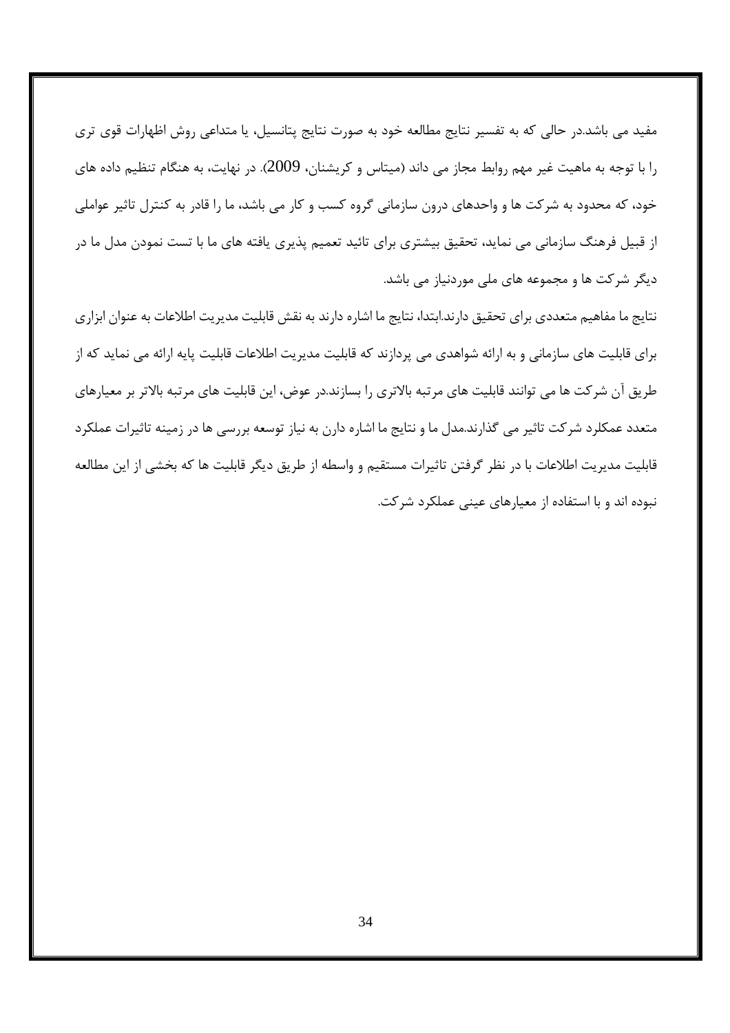مفید می باشد.در حالی که به تفسیر نتایج مطالعه خود به صورت نتایج پتانسیل، یا متداعی روش اظهارات قوی تری را با توجه به ماهیت غیر مهم روابط مجاز می داند (میتاس و کریشنان، 2009). در نهایت، به هنگام تنظیم داده های خود، که محدود به شرکت ها و واحدهای درون سازمانی گروه کسب و کار می باشد، ما را قادر به کنترل تاثیر عواملی از قبیل فرهنگ سازمانی می نماید، تحقیق بیشتری برای تائید تعمیم پذیری یافته های ما با تست نمودن مدل ما در دیگر شرکت ها و مجموعه های ملی موردنیاز می باشد.

نتایج ما مفاهیم متعددی برای تحقیق دارند.ابتدا، نتایج ما اشاره دارند به نقش قابلیت مدیریت اطلاعات به عنوان ابزاری برای قابلیت های سازمانی و به ارائه شواهدی می پردازند که قابلیت مدیریت اطلاعات قابلیت پایه ارائه می نماید که از طریق آن شرکت ها می توانند قابلیت های مرتبه بالاتری را بسازند.در عوض، این قابلیت های مرتبه بالاتر بر معیارهای متعدد عملکرد شرکت تاثیر می گذارند.مدل ما و نتایج ما اشاره دارن به نیاز توسعه بررسی ها در زمینه تاثیرات عملکرد قابلیت مدیریت اطلاعات با در نظر گرفتن تاثیرات مستقیم و واسطه از طریق دیگر قابلیت ها که بخشی از این مطالعه نبوده اند و با استفاده از معیارهای عینی عملکرد شرکت.